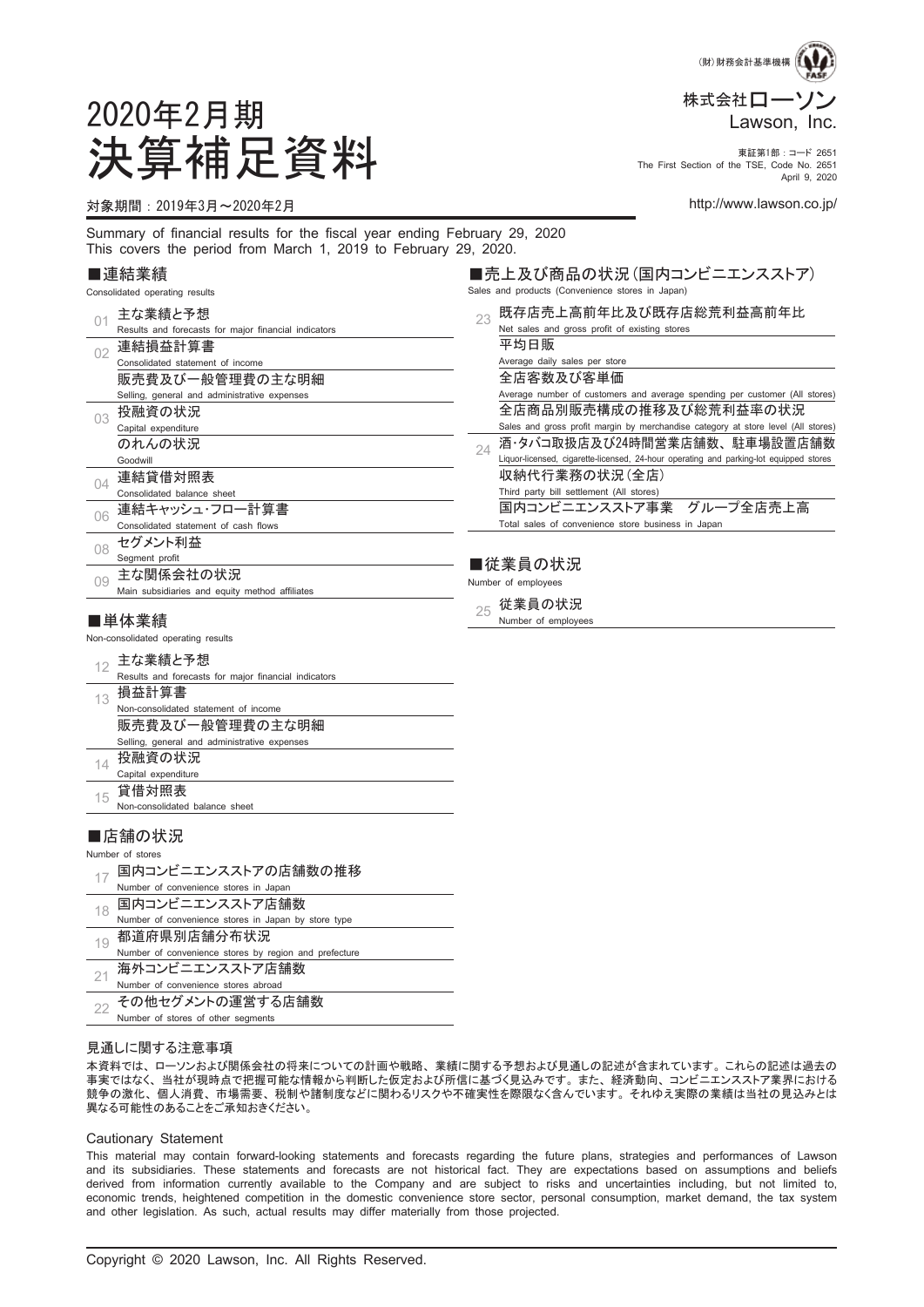(財)財務会計基準機構

株式会社ローソン
Lawson, Inc.

東証第1部：コード 2651
The First Section of the TSE, Code No. 2651
April 9, 2020

# 2020年2月期
# 決算補足資料

対象期間：2019年3月～2020年2月

http://www.lawson.co.jp/

Summary of financial results for the fiscal year ending February 29, 2020
This covers the period from March 1, 2019 to February 29, 2020.

## ■連結業績
Consolidated operating results

- 01 主な業績と予想 / Results and forecasts for major financial indicators
- 02 連結損益計算書 / Consolidated statement of income
- 販売費及び一般管理費の主な明細 / Selling, general and administrative expenses
- 03 投融資の状況 / Capital expenditure
- のれんの状況 / Goodwill
- 04 連結貸借対照表 / Consolidated balance sheet
- 06 連結キャッシュ・フロー計算書 / Consolidated statement of cash flows
- 08 セグメント利益 / Segment profit
- 09 主な関係会社の状況 / Main subsidiaries and equity method affiliates

## ■単体業績
Non-consolidated operating results

- 12 主な業績と予想 / Results and forecasts for major financial indicators
- 13 損益計算書 / Non-consolidated statement of income
- 販売費及び一般管理費の主な明細 / Selling, general and administrative expenses
- 14 投融資の状況 / Capital expenditure
- 15 貸借対照表 / Non-consolidated balance sheet

## ■店舗の状況
Number of stores

- 17 国内コンビニエンスストアの店舗数の推移 / Number of convenience stores in Japan
- 18 国内コンビニエンスストア店舗数 / Number of convenience stores in Japan by store type
- 19 都道府県別店舗分布状況 / Number of convenience stores by region and prefecture
- 21 海外コンビニエンスストア店舗数 / Number of convenience stores abroad
- 22 その他セグメントの運営する店舗数 / Number of stores of other segments

## ■売上及び商品の状況（国内コンビニエンスストア）
Sales and products (Convenience stores in Japan)

- 23 既存店売上高前年比及び既存店総荒利益高前年比 / Net sales and gross profit of existing stores
- 平均日販 / Average daily sales per store
- 全店客数及び客単価 / Average number of customers and average spending per customer (All stores)
- 全店商品別販売構成の推移及び総荒利益率の状況 / Sales and gross profit margin by merchandise category at store level (All stores)
- 24 酒・タバコ取扱店及び24時間営業店舗数、駐車場設置店舗数 / Liquor-licensed, cigarette-licensed, 24-hour operating and parking-lot equipped stores
- 収納代行業務の状況（全店） / Third party bill settlement (All stores)
- 国内コンビニエンスストア事業　グループ全店売上高 / Total sales of convenience store business in Japan

## ■従業員の状況
Number of employees

- 25 従業員の状況 / Number of employees

### 見通しに関する注意事項

本資料では、ローソンおよび関係会社の将来についての計画や戦略、業績に関する予想および見通しの記述が含まれています。これらの記述は過去の事実ではなく、当社が現時点で把握可能な情報から判断した仮定および所信に基づく見込みです。また、経済動向、コンビニエンスストア業界における競争の激化、個人消費、市場需要、税制や諸制度などに関わるリスクや不確実性を際限なく含んでいます。それゆえ実際の業績は当社の見込みとは異なる可能性のあることをご承知おきください。

### Cautionary Statement

This material may contain forward-looking statements and forecasts regarding the future plans, strategies and performances of Lawson and its subsidiaries. These statements and forecasts are not historical fact. They are expectations based on assumptions and beliefs derived from information currently available to the Company and are subject to risks and uncertainties including, but not limited to, economic trends, heightened competition in the domestic convenience store sector, personal consumption, market demand, the tax system and other legislation. As such, actual results may differ materially from those projected.

Copyright © 2020 Lawson, Inc. All Rights Reserved.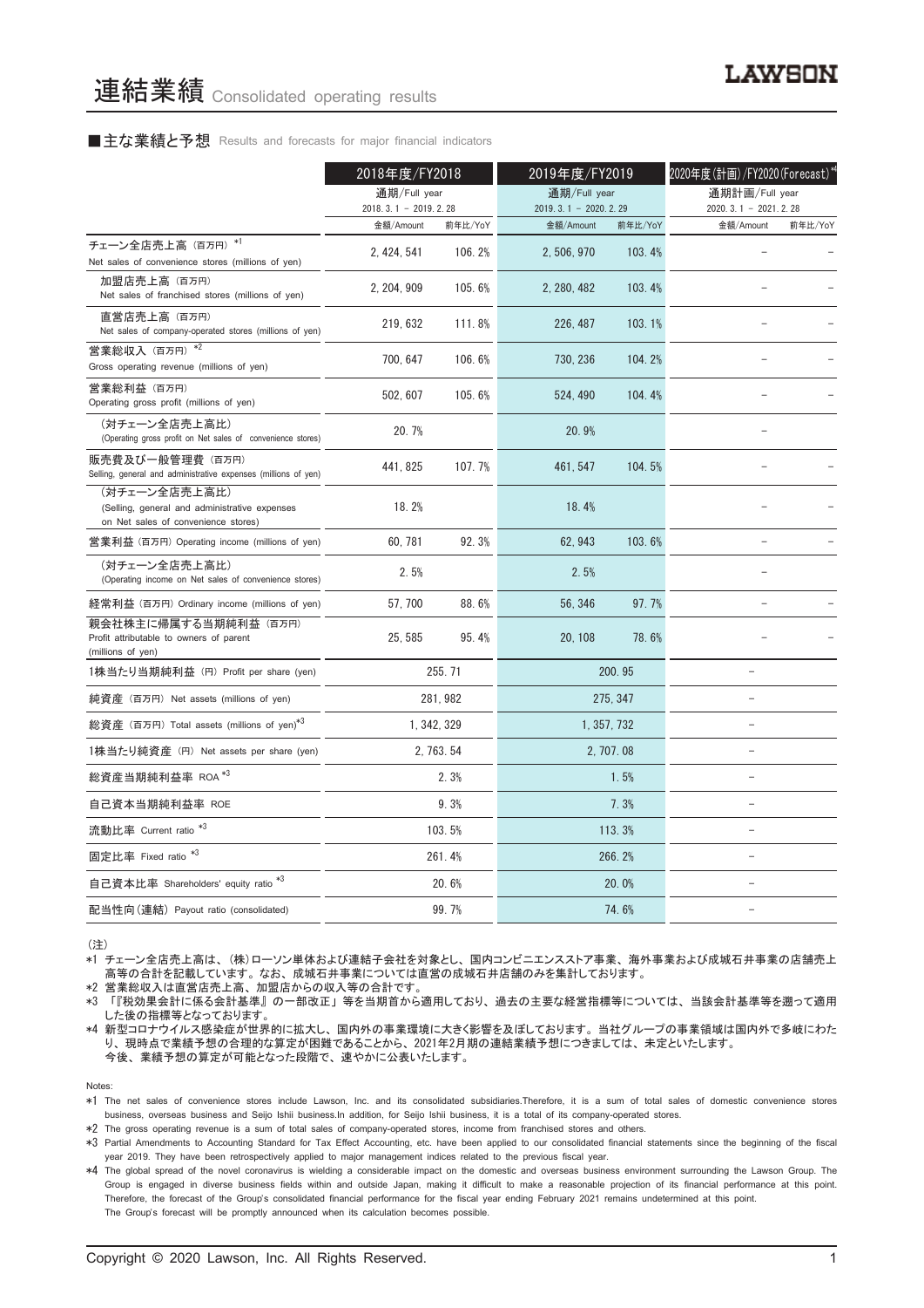# 連結業績 Consolidated operating results

## ■主な業績と予想 Results and forecasts for major financial indicators

| | 2018年度/FY2018 通期/Full year 2018. 3. 1 – 2019. 2. 28 | | 2019年度/FY2019 通期/Full year 2019. 3. 1 – 2020. 2. 29 | | 2020年度(計画)/FY2020(Forecast)[*4] 通期計画/Full year 2020. 3. 1 – 2021. 2. 28 | |
|---|---|---|---|---|---|---|
| | 金額/Amount | 前年比/YoY | 金額/Amount | 前年比/YoY | 金額/Amount | 前年比/YoY |
| チェーン全店売上高（百万円）[*1] Net sales of convenience stores (millions of yen) | 2, 424, 541 | 106. 2% | 2, 506, 970 | 103. 4% | – | – |
| 加盟店売上高（百万円） Net sales of franchised stores (millions of yen) | 2, 204, 909 | 105. 6% | 2, 280, 482 | 103. 4% | – | – |
| 直営店売上高（百万円） Net sales of company-operated stores (millions of yen) | 219, 632 | 111. 8% | 226, 487 | 103. 1% | – | – |
| 営業総収入（百万円）[*2] Gross operating revenue (millions of yen) | 700, 647 | 106. 6% | 730, 236 | 104. 2% | – | – |
| 営業総利益（百万円） Operating gross profit (millions of yen) | 502, 607 | 105. 6% | 524, 490 | 104. 4% | – | – |
| （対チェーン全店売上高比） (Operating gross profit on Net sales of convenience stores) | 20. 7% | | 20. 9% | | – | |
| 販売費及び一般管理費（百万円） Selling, general and administrative expenses (millions of yen) | 441, 825 | 107. 7% | 461, 547 | 104. 5% | – | – |
| （対チェーン全店売上高比） (Selling, general and administrative expenses on Net sales of convenience stores) | 18. 2% | | 18. 4% | | – | – |
| 営業利益（百万円） Operating income (millions of yen) | 60, 781 | 92. 3% | 62, 943 | 103. 6% | – | – |
| （対チェーン全店売上高比） (Operating income on Net sales of convenience stores) | 2. 5% | | 2. 5% | | – | |
| 経常利益（百万円） Ordinary income (millions of yen) | 57, 700 | 88. 6% | 56, 346 | 97. 7% | – | – |
| 親会社株主に帰属する当期純利益（百万円） Profit attributable to owners of parent (millions of yen) | 25, 585 | 95. 4% | 20, 108 | 78. 6% | – | – |
| 1株当たり当期純利益（円） Profit per share (yen) | 255. 71 | | 200. 95 | | – | |
| 純資産（百万円） Net assets (millions of yen) | 281, 982 | | 275, 347 | | – | |
| 総資産（百万円） Total assets (millions of yen)[*3] | 1, 342, 329 | | 1, 357, 732 | | – | |
| 1株当たり純資産（円） Net assets per share (yen) | 2, 763. 54 | | 2, 707. 08 | | – | |
| 総資産当期純利益率 ROA[*3] | 2. 3% | | 1. 5% | | – | |
| 自己資本当期純利益率 ROE | 9. 3% | | 7. 3% | | – | |
| 流動比率 Current ratio[*3] | 103. 5% | | 113. 3% | | – | |
| 固定比率 Fixed ratio[*3] | 261. 4% | | 266. 2% | | – | |
| 自己資本比率 Shareholders' equity ratio[*3] | 20. 6% | | 20. 0% | | – | |
| 配当性向(連結) Payout ratio (consolidated) | 99. 7% | | 74. 6% | | – | |

（注）

*1 チェーン全店売上高は、（株）ローソン単体および連結子会社を対象とし、国内コンビニエンスストア事業、海外事業および成城石井事業の店舗売上高等の合計を記載しています。なお、成城石井事業については直営の成城石井店舗のみを集計しております。

*2 営業総収入は直営店売上高、加盟店からの収入等の合計です。

*3 「『税効果会計に係る会計基準』の一部改正」等を当期首から適用しており、過去の主要な経営指標等については、当該会計基準等を遡って適用した後の指標等となっております。

*4 新型コロナウイルス感染症が世界的に拡大し、国内外の事業環境に大きく影響を及ぼしております。当社グループの事業領域は国内外で多岐にわたり、現時点で業績予想の合理的な算定が困難であることから、2021年2月期の連結業績予想につきましては、未定といたします。
今後、業績予想の算定が可能となった段階で、速やかに公表いたします。

Notes:

*1 The net sales of convenience stores include Lawson, Inc. and its consolidated subsidiaries.Therefore, it is a sum of total sales of domestic convenience stores business, overseas business and Seijo Ishii business.In addition, for Seijo Ishii business, it is a total of its company-operated stores.

*2 The gross operating revenue is a sum of total sales of company-operated stores, income from franchised stores and others.

*3 Partial Amendments to Accounting Standard for Tax Effect Accounting, etc. have been applied to our consolidated financial statements since the beginning of the fiscal year 2019. They have been retrospectively applied to major management indices related to the previous fiscal year.

*4 The global spread of the novel coronavirus is wielding a considerable impact on the domestic and overseas business environment surrounding the Lawson Group. The Group is engaged in diverse business fields within and outside Japan, making it difficult to make a reasonable projection of its financial performance at this point. Therefore, the forecast of the Group's consolidated financial performance for the fiscal year ending February 2021 remains undetermined at this point.
The Group's forecast will be promptly announced when its calculation becomes possible.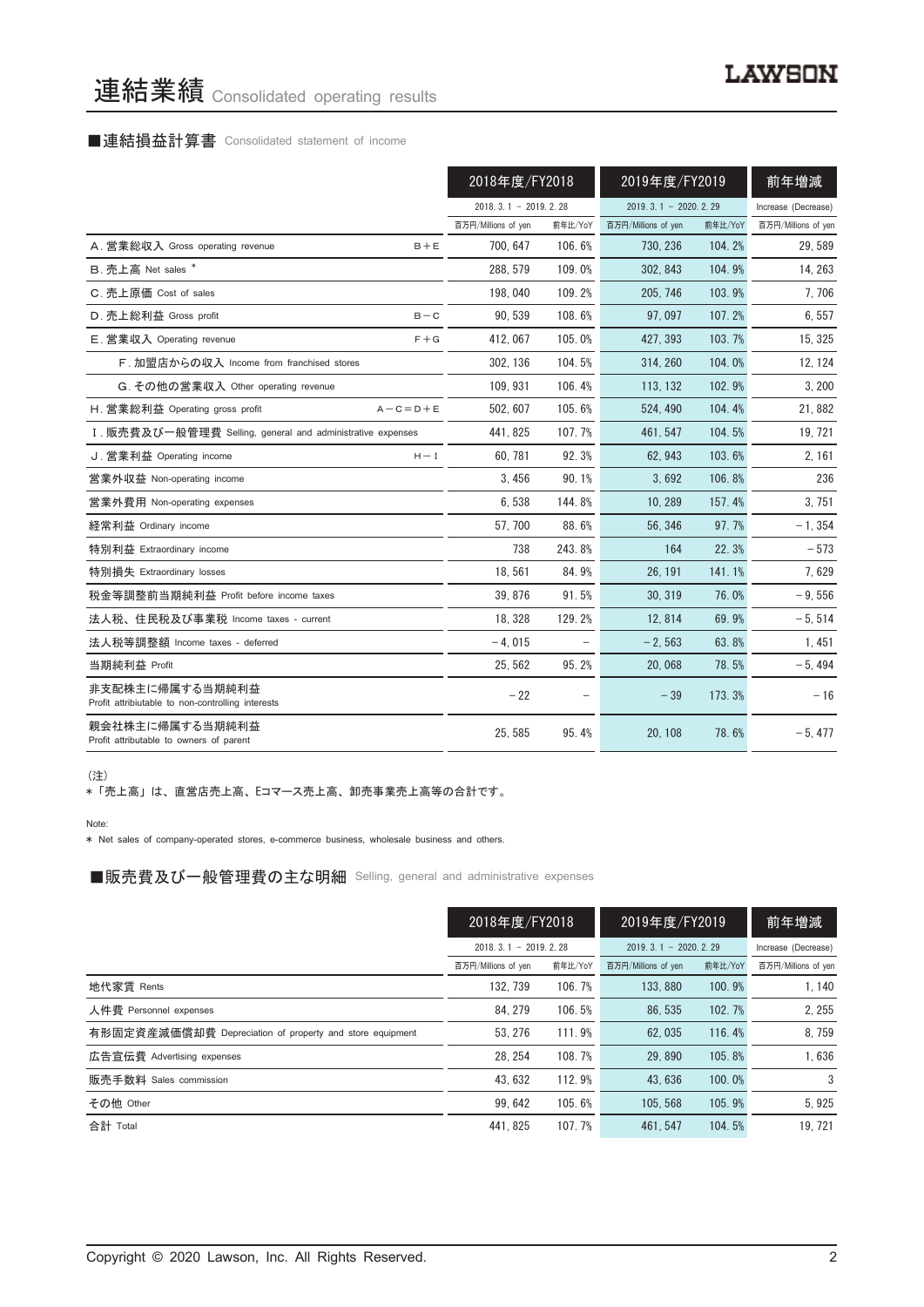# 連結業績 Consolidated operating results

## ■連結損益計算書 Consolidated statement of income

| | | 2018年度/FY2018 | | 2019年度/FY2019 | | 前年増減 |
|---|---|---|---|---|---|---|
| | | 2018. 3. 1 – 2019. 2. 28 | | 2019. 3. 1 – 2020. 2. 29 | | Increase (Decrease) |
| | | 百万円/Millions of yen | 前年比/YoY | 百万円/Millions of yen | 前年比/YoY | 百万円/Millions of yen |
| A. 営業総収入 Gross operating revenue | B＋E | 700, 647 | 106. 6% | 730, 236 | 104. 2% | 29, 589 |
| B. 売上高 Net sales * | | 288, 579 | 109. 0% | 302, 843 | 104. 9% | 14, 263 |
| C. 売上原価 Cost of sales | | 198, 040 | 109. 2% | 205, 746 | 103. 9% | 7, 706 |
| D. 売上総利益 Gross profit | B－C | 90, 539 | 108. 6% | 97, 097 | 107. 2% | 6, 557 |
| E. 営業収入 Operating revenue | F＋G | 412, 067 | 105. 0% | 427, 393 | 103. 7% | 15, 325 |
| F. 加盟店からの収入 Income from franchised stores | | 302, 136 | 104. 5% | 314, 260 | 104. 0% | 12, 124 |
| G. その他の営業収入 Other operating revenue | | 109, 931 | 106. 4% | 113, 132 | 102. 9% | 3, 200 |
| H. 営業総利益 Operating gross profit | A－C＝D＋E | 502, 607 | 105. 6% | 524, 490 | 104. 4% | 21, 882 |
| I. 販売費及び一般管理費 Selling, general and administrative expenses | | 441, 825 | 107. 7% | 461, 547 | 104. 5% | 19, 721 |
| J. 営業利益 Operating income | H－I | 60, 781 | 92. 3% | 62, 943 | 103. 6% | 2, 161 |
| 営業外収益 Non-operating income | | 3, 456 | 90. 1% | 3, 692 | 106. 8% | 236 |
| 営業外費用 Non-operating expenses | | 6, 538 | 144. 8% | 10, 289 | 157. 4% | 3, 751 |
| 経常利益 Ordinary income | | 57, 700 | 88. 6% | 56, 346 | 97. 7% | －1, 354 |
| 特別利益 Extraordinary income | | 738 | 243. 8% | 164 | 22. 3% | －573 |
| 特別損失 Extraordinary losses | | 18, 561 | 84. 9% | 26, 191 | 141. 1% | 7, 629 |
| 税金等調整前当期純利益 Profit before income taxes | | 39, 876 | 91. 5% | 30, 319 | 76. 0% | －9, 556 |
| 法人税、住民税及び事業税 Income taxes - current | | 18, 328 | 129. 2% | 12, 814 | 69. 9% | －5, 514 |
| 法人税等調整額 Income taxes - deferred | | －4, 015 | － | －2, 563 | 63. 8% | 1, 451 |
| 当期純利益 Profit | | 25, 562 | 95. 2% | 20, 068 | 78. 5% | －5, 494 |
| 非支配株主に帰属する当期純利益 Profit attribiutable to non-controlling interests | | －22 | － | －39 | 173. 3% | －16 |
| 親会社株主に帰属する当期純利益 Profit attributable to owners of parent | | 25, 585 | 95. 4% | 20, 108 | 78. 6% | －5, 477 |

（注）
＊「売上高」は、直営店売上高、Eコマース売上高、卸売事業売上高等の合計です。

Note:
＊ Net sales of company-operated stores, e-commerce business, wholesale business and others.

## ■販売費及び一般管理費の主な明細 Selling, general and administrative expenses

| | 2018年度/FY2018 | | 2019年度/FY2019 | | 前年増減 |
|---|---|---|---|---|---|
| | 2018. 3. 1 – 2019. 2. 28 | | 2019. 3. 1 – 2020. 2. 29 | | Increase (Decrease) |
| | 百万円/Millions of yen | 前年比/YoY | 百万円/Millions of yen | 前年比/YoY | 百万円/Millions of yen |
| 地代家賃 Rents | 132, 739 | 106. 7% | 133, 880 | 100. 9% | 1, 140 |
| 人件費 Personnel expenses | 84, 279 | 106. 5% | 86, 535 | 102. 7% | 2, 255 |
| 有形固定資産減価償却費 Depreciation of property and store equipment | 53, 276 | 111. 9% | 62, 035 | 116. 4% | 8, 759 |
| 広告宣伝費 Advertising expenses | 28, 254 | 108. 7% | 29, 890 | 105. 8% | 1, 636 |
| 販売手数料 Sales commission | 43, 632 | 112. 9% | 43, 636 | 100. 0% | 3 |
| その他 Other | 99, 642 | 105. 6% | 105, 568 | 105. 9% | 5, 925 |
| 合計 Total | 441, 825 | 107. 7% | 461, 547 | 104. 5% | 19, 721 |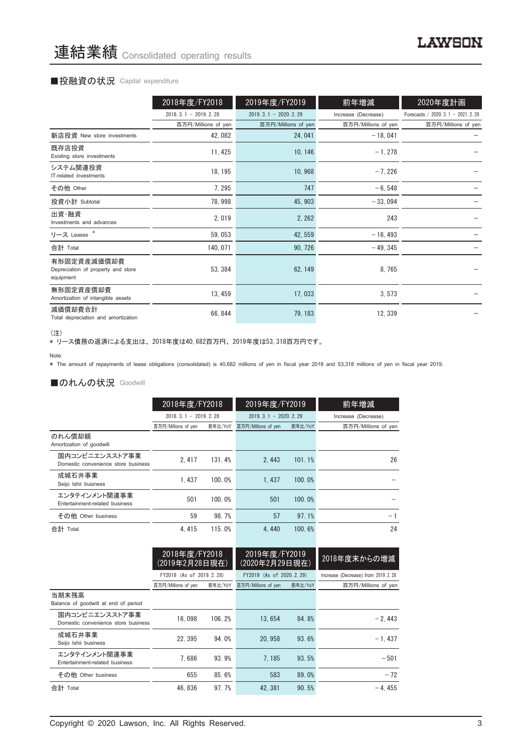# 連結業績 Consolidated operating results

## ■投融資の状況 Capital expenditure

| | 2018年度/FY2018 | 2019年度/FY2019 | 前年増減 | 2020年度計画 |
|---|---|---|---|---|
| | 2018. 3. 1 － 2019. 2. 28 | 2019. 3. 1 － 2020. 2. 29 | Increase (Decrease) | Forecasts / 2020. 3. 1 － 2021. 2. 28 |
| | 百万円/Millions of yen | 百万円/Millions of yen | 百万円/Millions of yen | 百万円/Millions of yen |
| 新店投資 New store investments | 42, 082 | 24, 041 | －18, 041 | － |
| 既存店投資 Existing store investments | 11, 425 | 10, 146 | －1, 278 | － |
| システム関連投資 IT-related investments | 18, 195 | 10, 968 | －7, 226 | － |
| その他 Other | 7, 295 | 747 | －6, 548 | － |
| 投資小計 Subtotal | 78, 998 | 45, 903 | －33, 094 | － |
| 出資・融資 Investments and advances | 2, 019 | 2, 262 | 243 | － |
| リース Leases * | 59, 053 | 42, 559 | －16, 493 | － |
| 合計 Total | 140, 071 | 90, 726 | －49, 345 | － |
| 有形固定資産減価償却費 Depreciation of property and store equipment | 53, 384 | 62, 149 | 8, 765 | － |
| 無形固定資産償却費 Amortization of intangible assets | 13, 459 | 17, 033 | 3, 573 | － |
| 減価償却費合計 Total depreciation and amortization | 66, 844 | 79, 183 | 12, 339 | － |

（注）
* リース債務の返済による支出は、2018年度は40, 682百万円、2019年度は53, 318百万円です。

Note:
* The amount of repayments of lease obligations (consolidated) is 40,682 millions of yen in fiscal year 2018 and 53,318 millions of yen in fiscal year 2019.

## ■のれんの状況 Goodwill

| | 2018年度/FY2018 | | 2019年度/FY2019 | | 前年増減 |
|---|---|---|---|---|---|
| | 2018. 3. 1 － 2019. 2. 28 | | 2019. 3. 1 － 2020. 2. 29 | | Increase (Decrease) |
| | 百万円/Millions of yen | 前年比/YoY | 百万円/Millions of yen | 前年比/YoY | 百万円/Millions of yen |
| のれん償却額 Amortization of goodwill | | | | | |
| 国内コンビニエンスストア事業 Domestic convenience store business | 2, 417 | 131. 4% | 2, 443 | 101. 1% | 26 |
| 成城石井事業 Seijo Ishii business | 1, 437 | 100. 0% | 1, 437 | 100. 0% | － |
| エンタテインメント関連事業 Entertainment-related business | 501 | 100. 0% | 501 | 100. 0% | － |
| その他 Other business | 59 | 98. 7% | 57 | 97. 1% | －1 |
| 合計 Total | 4, 415 | 115. 0% | 4, 440 | 100. 6% | 24 |

| | 2018年度/FY2018 (2019年2月28日現在) | | 2019年度/FY2019 (2020年2月29日現在) | | 2018年度末からの増減 |
|---|---|---|---|---|---|
| | FY2018 (As of 2019. 2. 28) | | FY2019 (As of 2020. 2. 29) | | Increase (Decrease) from 2019. 2. 28 |
| | 百万円/Millions of yen | 前年比/YoY | 百万円/Millions of yen | 前年比/YoY | 百万円/Millions of yen |
| 当期末残高 Balance of goodwill at end of period | | | | | |
| 国内コンビニエンスストア事業 Domestic convenience store business | 16, 098 | 106. 2% | 13, 654 | 84. 8% | －2, 443 |
| 成城石井事業 Seijo Ishii business | 22, 395 | 94. 0% | 20, 958 | 93. 6% | －1, 437 |
| エンタテインメント関連事業 Entertainment-related business | 7, 686 | 93. 9% | 7, 185 | 93. 5% | －501 |
| その他 Other business | 655 | 85. 6% | 583 | 89. 0% | －72 |
| 合計 Total | 46, 836 | 97. 7% | 42, 381 | 90. 5% | －4, 455 |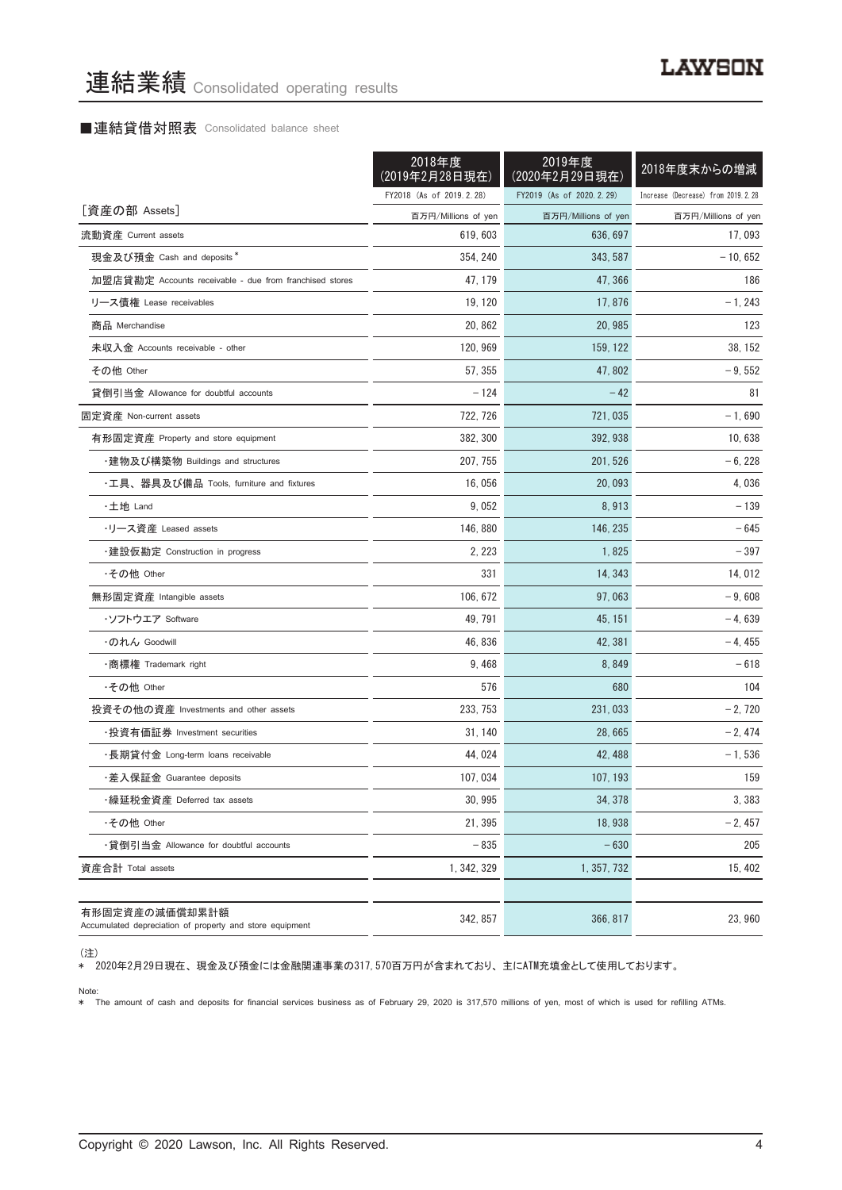# 連結業績 Consolidated operating results

## ■連結貸借対照表 Consolidated balance sheet

| | 2018年度<br>(2019年2月28日現在)<br>FY2018 (As of 2019.2.28) | 2019年度<br>(2020年2月29日現在)<br>FY2019 (As of 2020.2.29) | 2018年度末からの増減<br>Increase (Decrease) from 2019.2.28 |
|---|---|---|---|
| ［資産の部 Assets］ | 百万円/Millions of yen | 百万円/Millions of yen | 百万円/Millions of yen |
| 流動資産 Current assets | 619,603 | 636,697 | 17,093 |
| 現金及び預金 Cash and deposits * | 354,240 | 343,587 | －10,652 |
| 加盟店貸勘定 Accounts receivable - due from franchised stores | 47,179 | 47,366 | 186 |
| リース債権 Lease receivables | 19,120 | 17,876 | －1,243 |
| 商品 Merchandise | 20,862 | 20,985 | 123 |
| 未収入金 Accounts receivable - other | 120,969 | 159,122 | 38,152 |
| その他 Other | 57,355 | 47,802 | －9,552 |
| 貸倒引当金 Allowance for doubtful accounts | －124 | －42 | 81 |
| 固定資産 Non-current assets | 722,726 | 721,035 | －1,690 |
| 有形固定資産 Property and store equipment | 382,300 | 392,938 | 10,638 |
| ・建物及び構築物 Buildings and structures | 207,755 | 201,526 | －6,228 |
| ・工具、器具及び備品 Tools, furniture and fixtures | 16,056 | 20,093 | 4,036 |
| ・土地 Land | 9,052 | 8,913 | －139 |
| ・リース資産 Leased assets | 146,880 | 146,235 | －645 |
| ・建設仮勘定 Construction in progress | 2,223 | 1,825 | －397 |
| ・その他 Other | 331 | 14,343 | 14,012 |
| 無形固定資産 Intangible assets | 106,672 | 97,063 | －9,608 |
| ・ソフトウエア Software | 49,791 | 45,151 | －4,639 |
| ・のれん Goodwill | 46,836 | 42,381 | －4,455 |
| ・商標権 Trademark right | 9,468 | 8,849 | －618 |
| ・その他 Other | 576 | 680 | 104 |
| 投資その他の資産 Investments and other assets | 233,753 | 231,033 | －2,720 |
| ・投資有価証券 Investment securities | 31,140 | 28,665 | －2,474 |
| ・長期貸付金 Long-term loans receivable | 44,024 | 42,488 | －1,536 |
| ・差入保証金 Guarantee deposits | 107,034 | 107,193 | 159 |
| ・繰延税金資産 Deferred tax assets | 30,995 | 34,378 | 3,383 |
| ・その他 Other | 21,395 | 18,938 | －2,457 |
| ・貸倒引当金 Allowance for doubtful accounts | －835 | －630 | 205 |
| 資産合計 Total assets | 1,342,329 | 1,357,732 | 15,402 |
| | | | |
| 有形固定資産の減価償却累計額<br>Accumulated depreciation of property and store equipment | 342,857 | 366,817 | 23,960 |

(注)
＊ 2020年2月29日現在、現金及び預金には金融関連事業の317,570百万円が含まれており、主にATM充填金として使用しております。

Note:
＊ The amount of cash and deposits for financial services business as of February 29, 2020 is 317,570 millions of yen, most of which is used for refilling ATMs.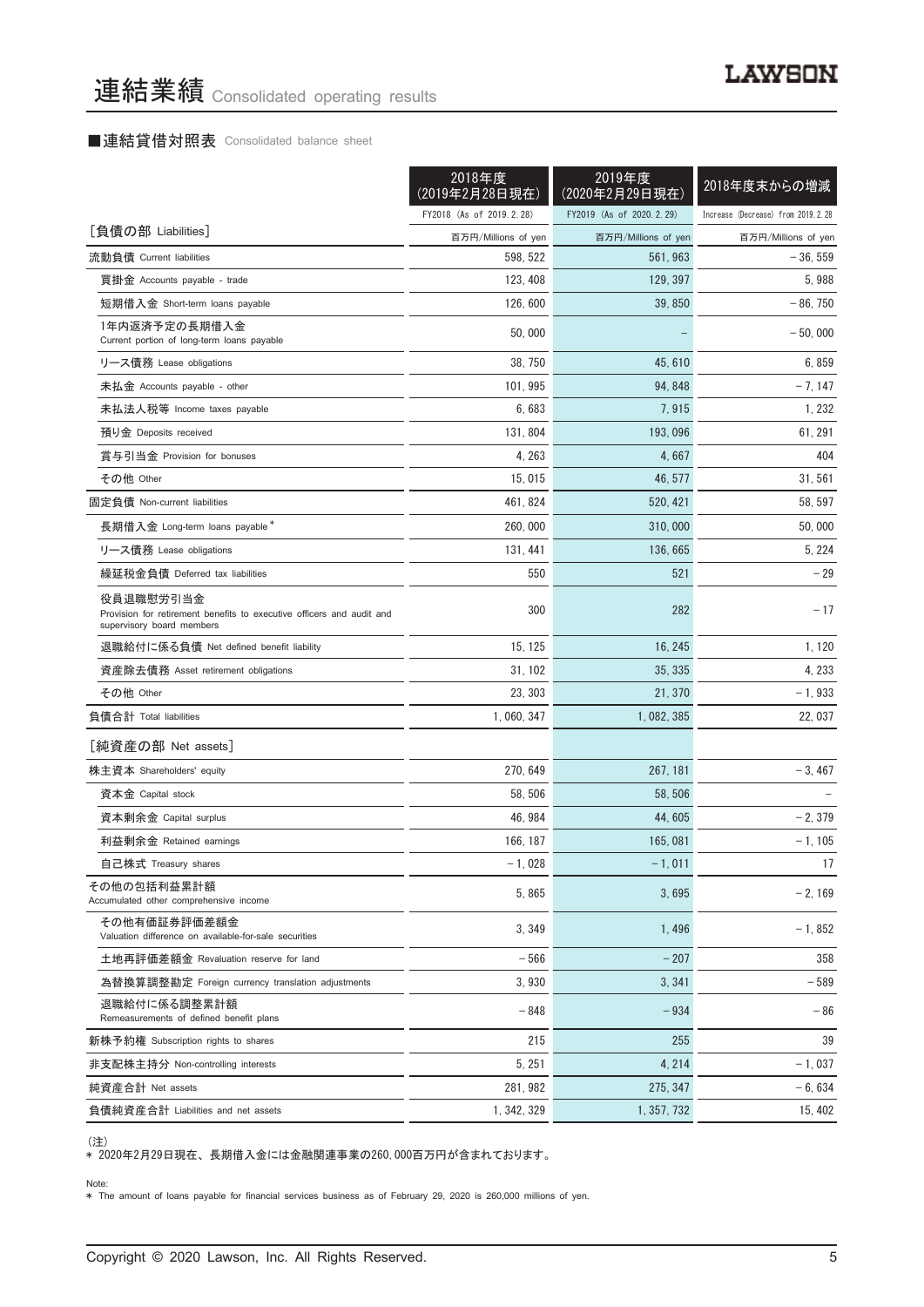# 連結業績 Consolidated operating results

## ■連結貸借対照表 Consolidated balance sheet

| | 2018年度（2019年2月28日現在） FY2018 (As of 2019.2.28) | 2019年度（2020年2月29日現在） FY2019 (As of 2020.2.29) | 2018年度末からの増減 Increase (Decrease) from 2019.2.28 |
|---|---|---|---|
| ［負債の部 Liabilities］ | 百万円/Millions of yen | 百万円/Millions of yen | 百万円/Millions of yen |
| 流動負債 Current liabilities | 598,522 | 561,963 | －36,559 |
| 買掛金 Accounts payable - trade | 123,408 | 129,397 | 5,988 |
| 短期借入金 Short-term loans payable | 126,600 | 39,850 | －86,750 |
| 1年内返済予定の長期借入金 Current portion of long-term loans payable | 50,000 | － | －50,000 |
| リース債務 Lease obligations | 38,750 | 45,610 | 6,859 |
| 未払金 Accounts payable - other | 101,995 | 94,848 | －7,147 |
| 未払法人税等 Income taxes payable | 6,683 | 7,915 | 1,232 |
| 預り金 Deposits received | 131,804 | 193,096 | 61,291 |
| 賞与引当金 Provision for bonuses | 4,263 | 4,667 | 404 |
| その他 Other | 15,015 | 46,577 | 31,561 |
| 固定負債 Non-current liabilities | 461,824 | 520,421 | 58,597 |
| 長期借入金 Long-term loans payable＊ | 260,000 | 310,000 | 50,000 |
| リース債務 Lease obligations | 131,441 | 136,665 | 5,224 |
| 繰延税金負債 Deferred tax liabilities | 550 | 521 | －29 |
| 役員退職慰労引当金 Provision for retirement benefits to executive officers and audit and supervisory board members | 300 | 282 | －17 |
| 退職給付に係る負債 Net defined benefit liability | 15,125 | 16,245 | 1,120 |
| 資産除去債務 Asset retirement obligations | 31,102 | 35,335 | 4,233 |
| その他 Other | 23,303 | 21,370 | －1,933 |
| 負債合計 Total liabilities | 1,060,347 | 1,082,385 | 22,037 |
| ［純資産の部 Net assets］ | | | |
| 株主資本 Shareholders' equity | 270,649 | 267,181 | －3,467 |
| 資本金 Capital stock | 58,506 | 58,506 | － |
| 資本剰余金 Capital surplus | 46,984 | 44,605 | －2,379 |
| 利益剰余金 Retained earnings | 166,187 | 165,081 | －1,105 |
| 自己株式 Treasury shares | －1,028 | －1,011 | 17 |
| その他の包括利益累計額 Accumulated other comprehensive income | 5,865 | 3,695 | －2,169 |
| その他有価証券評価差額金 Valuation difference on available-for-sale securities | 3,349 | 1,496 | －1,852 |
| 土地再評価差額金 Revaluation reserve for land | －566 | －207 | 358 |
| 為替換算調整勘定 Foreign currency translation adjustments | 3,930 | 3,341 | －589 |
| 退職給付に係る調整累計額 Remeasurements of defined benefit plans | －848 | －934 | －86 |
| 新株予約権 Subscription rights to shares | 215 | 255 | 39 |
| 非支配株主持分 Non-controlling interests | 5,251 | 4,214 | －1,037 |
| 純資産合計 Net assets | 281,982 | 275,347 | －6,634 |
| 負債純資産合計 Liabilities and net assets | 1,342,329 | 1,357,732 | 15,402 |

（注）
＊ 2020年2月29日現在、長期借入金には金融関連事業の260,000百万円が含まれております。

Note:
＊ The amount of loans payable for financial services business as of February 29, 2020 is 260,000 millions of yen.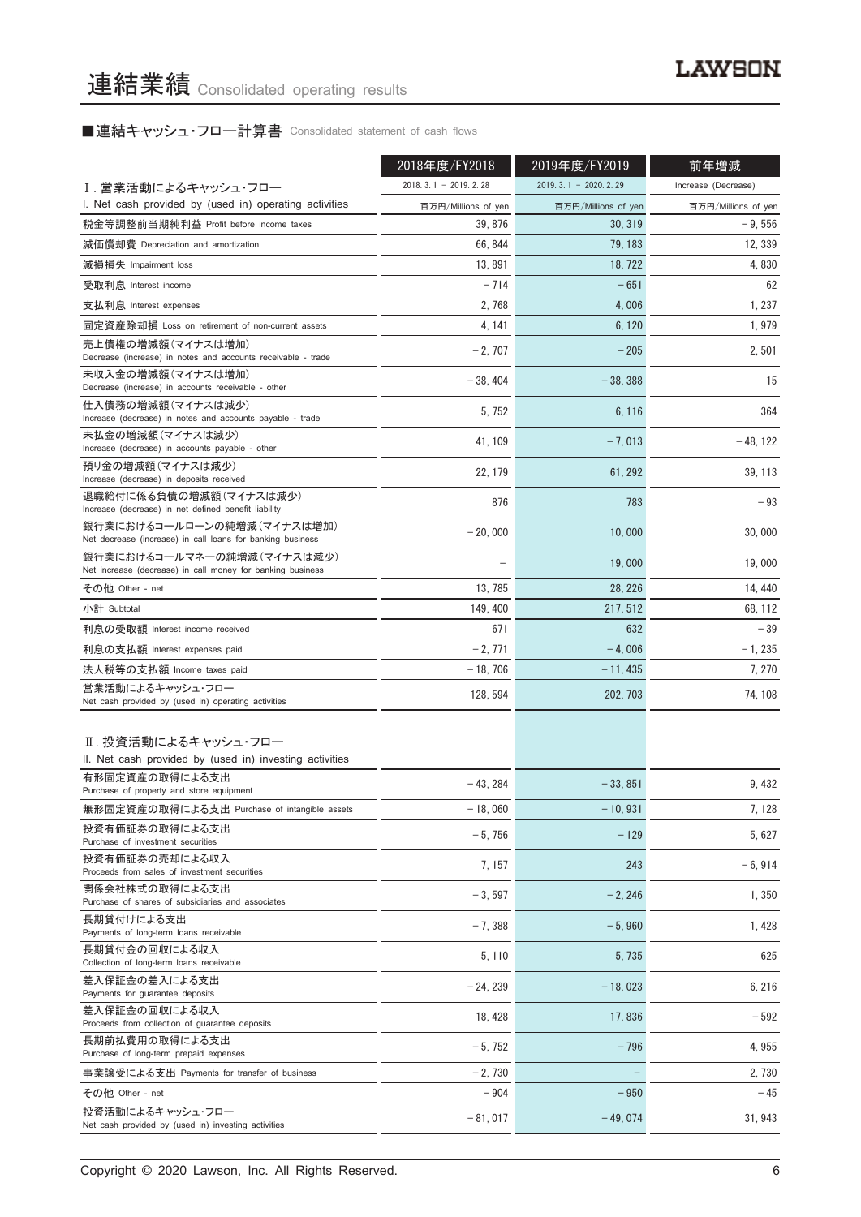# 連結業績 Consolidated operating results

## ■連結キャッシュ・フロー計算書 Consolidated statement of cash flows

| | 2018年度/FY2018 | 2019年度/FY2019 | 前年増減 |
|---|---|---|---|
| Ⅰ. 営業活動によるキャッシュ・フロー<br>I. Net cash provided by (used in) operating activities | 2018. 3. 1 － 2019. 2. 28<br>百万円/Millions of yen | 2019. 3. 1 － 2020. 2. 29<br>百万円/Millions of yen | Increase (Decrease)<br>百万円/Millions of yen |
| 税金等調整前当期純利益 Profit before income taxes | 39, 876 | 30, 319 | －9, 556 |
| 減価償却費 Depreciation and amortization | 66, 844 | 79, 183 | 12, 339 |
| 減損損失 Impairment loss | 13, 891 | 18, 722 | 4, 830 |
| 受取利息 Interest income | －714 | －651 | 62 |
| 支払利息 Interest expenses | 2, 768 | 4, 006 | 1, 237 |
| 固定資産除却損 Loss on retirement of non-current assets | 4, 141 | 6, 120 | 1, 979 |
| 売上債権の増減額(マイナスは増加)<br>Decrease (increase) in notes and accounts receivable - trade | －2, 707 | －205 | 2, 501 |
| 未収入金の増減額(マイナスは増加)<br>Decrease (increase) in accounts receivable - other | －38, 404 | －38, 388 | 15 |
| 仕入債務の増減額(マイナスは減少)<br>Increase (decrease) in notes and accounts payable - trade | 5, 752 | 6, 116 | 364 |
| 未払金の増減額(マイナスは減少)<br>Increase (decrease) in accounts payable - other | 41, 109 | －7, 013 | －48, 122 |
| 預り金の増減額(マイナスは減少)<br>Increase (decrease) in deposits received | 22, 179 | 61, 292 | 39, 113 |
| 退職給付に係る負債の増減額(マイナスは減少)<br>Increase (decrease) in net defined benefit liability | 876 | 783 | －93 |
| 銀行業におけるコールローンの純増減(マイナスは増加)<br>Net decrease (increase) in call loans for banking business | －20, 000 | 10, 000 | 30, 000 |
| 銀行業におけるコールマネーの純増減(マイナスは減少)<br>Net increase (decrease) in call money for banking business | － | 19, 000 | 19, 000 |
| その他 Other - net | 13, 785 | 28, 226 | 14, 440 |
| 小計 Subtotal | 149, 400 | 217, 512 | 68, 112 |
| 利息の受取額 Interest income received | 671 | 632 | －39 |
| 利息の支払額 Interest expenses paid | －2, 771 | －4, 006 | －1, 235 |
| 法人税等の支払額 Income taxes paid | －18, 706 | －11, 435 | 7, 270 |
| 営業活動によるキャッシュ・フロー<br>Net cash provided by (used in) operating activities | 128, 594 | 202, 703 | 74, 108 |
| Ⅱ. 投資活動によるキャッシュ・フロー<br>II. Net cash provided by (used in) investing activities | | | |
| 有形固定資産の取得による支出<br>Purchase of property and store equipment | －43, 284 | －33, 851 | 9, 432 |
| 無形固定資産の取得による支出 Purchase of intangible assets | －18, 060 | －10, 931 | 7, 128 |
| 投資有価証券の取得による支出<br>Purchase of investment securities | －5, 756 | －129 | 5, 627 |
| 投資有価証券の売却による収入<br>Proceeds from sales of investment securities | 7, 157 | 243 | －6, 914 |
| 関係会社株式の取得による支出<br>Purchase of shares of subsidiaries and associates | －3, 597 | －2, 246 | 1, 350 |
| 長期貸付けによる支出<br>Payments of long-term loans receivable | －7, 388 | －5, 960 | 1, 428 |
| 長期貸付金の回収による収入<br>Collection of long-term loans receivable | 5, 110 | 5, 735 | 625 |
| 差入保証金の差入による支出<br>Payments for guarantee deposits | －24, 239 | －18, 023 | 6, 216 |
| 差入保証金の回収による収入<br>Proceeds from collection of guarantee deposits | 18, 428 | 17, 836 | －592 |
| 長期前払費用の取得による支出<br>Purchase of long-term prepaid expenses | －5, 752 | －796 | 4, 955 |
| 事業譲受による支出 Payments for transfer of business | －2, 730 | － | 2, 730 |
| その他 Other - net | －904 | －950 | －45 |
| 投資活動によるキャッシュ・フロー<br>Net cash provided by (used in) investing activities | －81, 017 | －49, 074 | 31, 943 |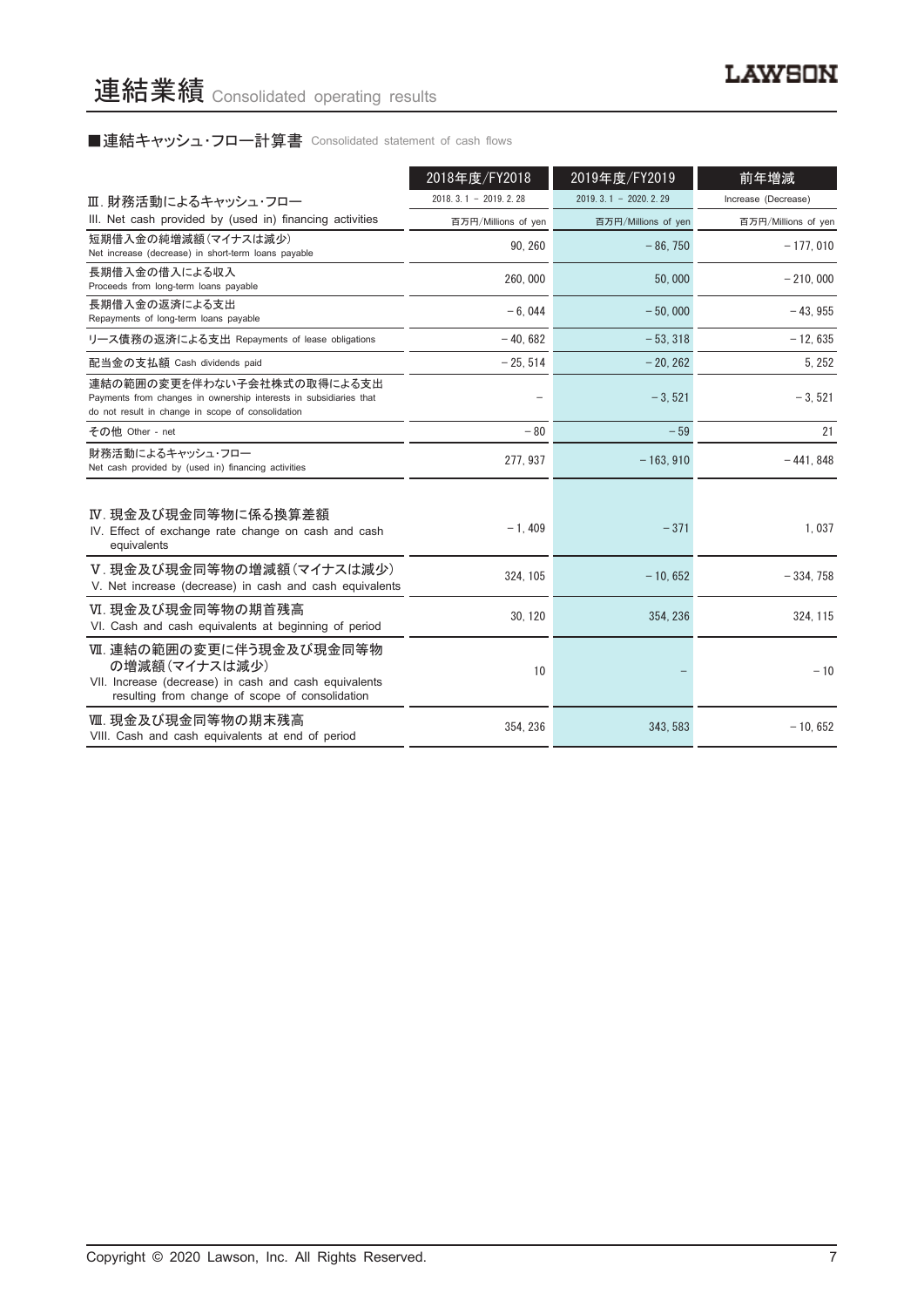# 連結業績 Consolidated operating results

## ■連結キャッシュ・フロー計算書 Consolidated statement of cash flows

| | 2018年度/FY2018 | 2019年度/FY2019 | 前年増減 |
|---|---|---|---|
| | 2018. 3. 1 － 2019. 2. 28 | 2019. 3. 1 － 2020. 2. 29 | Increase (Decrease) |
| Ⅲ. 財務活動によるキャッシュ・フロー<br>III. Net cash provided by (used in) financing activities | 百万円/Millions of yen | 百万円/Millions of yen | 百万円/Millions of yen |
| 短期借入金の純増減額（マイナスは減少）<br>Net increase (decrease) in short-term loans payable | 90, 260 | －86, 750 | －177, 010 |
| 長期借入金の借入による収入<br>Proceeds from long-term loans payable | 260, 000 | 50, 000 | －210, 000 |
| 長期借入金の返済による支出<br>Repayments of long-term loans payable | －6, 044 | －50, 000 | －43, 955 |
| リース債務の返済による支出 Repayments of lease obligations | －40, 682 | －53, 318 | －12, 635 |
| 配当金の支払額 Cash dividends paid | －25, 514 | －20, 262 | 5, 252 |
| 連結の範囲の変更を伴わない子会社株式の取得による支出<br>Payments from changes in ownership interests in subsidiaries that do not result in change in scope of consolidation | － | －3, 521 | －3, 521 |
| その他 Other - net | －80 | －59 | 21 |
| 財務活動によるキャッシュ・フロー<br>Net cash provided by (used in) financing activities | 277, 937 | －163, 910 | －441, 848 |
| Ⅳ. 現金及び現金同等物に係る換算差額<br>IV. Effect of exchange rate change on cash and cash equivalents | －1, 409 | －371 | 1, 037 |
| Ⅴ. 現金及び現金同等物の増減額（マイナスは減少）<br>V. Net increase (decrease) in cash and cash equivalents | 324, 105 | －10, 652 | －334, 758 |
| Ⅵ. 現金及び現金同等物の期首残高<br>VI. Cash and cash equivalents at beginning of period | 30, 120 | 354, 236 | 324, 115 |
| Ⅶ. 連結の範囲の変更に伴う現金及び現金同等物の増減額（マイナスは減少）<br>VII. Increase (decrease) in cash and cash equivalents resulting from change of scope of consolidation | 10 | － | －10 |
| Ⅷ. 現金及び現金同等物の期末残高<br>VIII. Cash and cash equivalents at end of period | 354, 236 | 343, 583 | －10, 652 |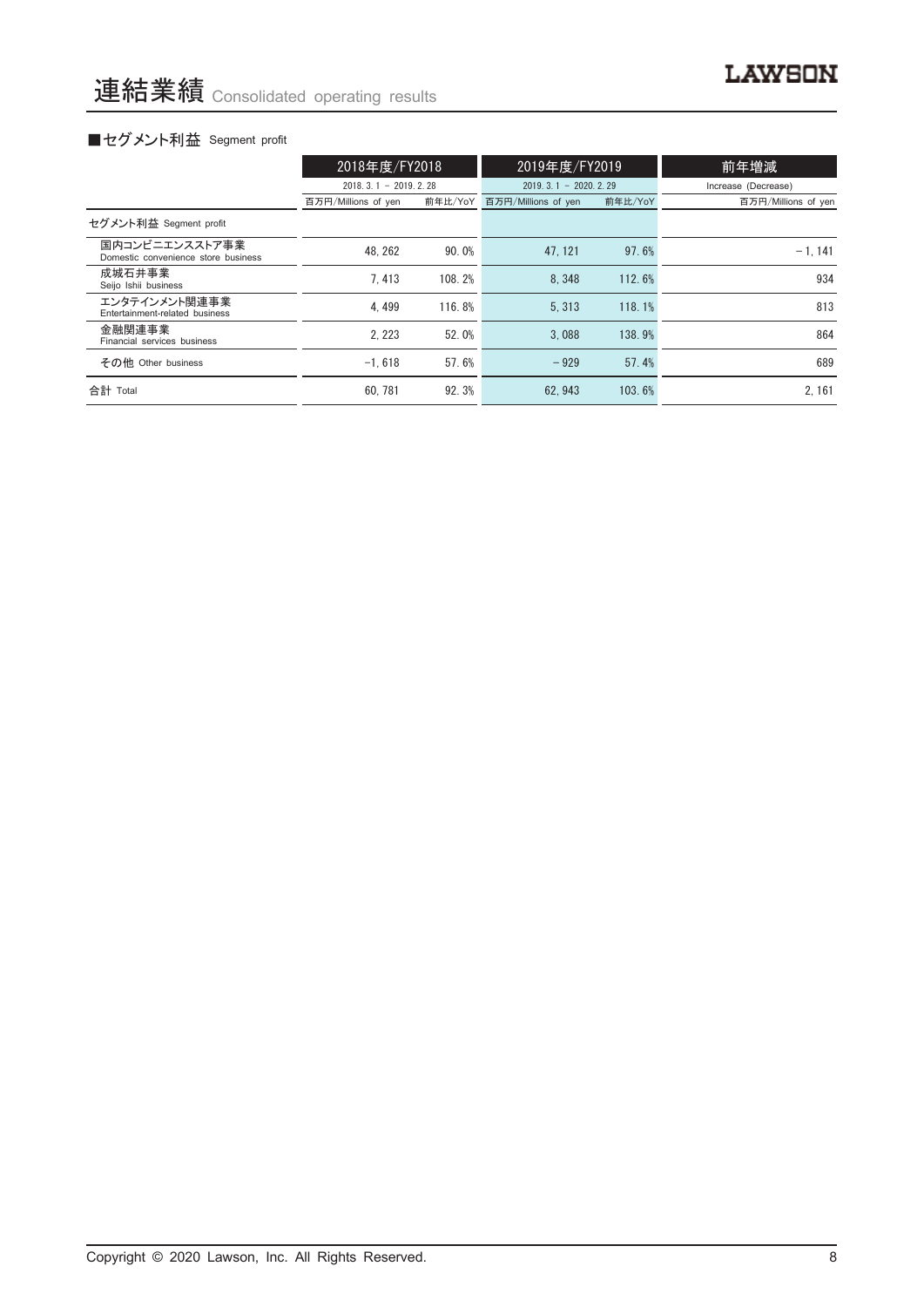# 連結業績 Consolidated operating results

### ■セグメント利益 Segment profit

| | 2018年度/FY2018 | | 2019年度/FY2019 | | 前年増減 |
|---|---|---|---|---|---|
| | 2018. 3. 1 – 2019. 2. 28 | | 2019. 3. 1 – 2020. 2. 29 | | Increase (Decrease) |
| | 百万円/Millions of yen | 前年比/YoY | 百万円/Millions of yen | 前年比/YoY | 百万円/Millions of yen |
| セグメント利益 Segment profit | | | | | |
| 国内コンビニエンスストア事業 Domestic convenience store business | 48, 262 | 90. 0% | 47, 121 | 97. 6% | – 1, 141 |
| 成城石井事業 Seijo Ishii business | 7, 413 | 108. 2% | 8, 348 | 112. 6% | 934 |
| エンタテインメント関連事業 Entertainment-related business | 4, 499 | 116. 8% | 5, 313 | 118. 1% | 813 |
| 金融関連事業 Financial services business | 2, 223 | 52. 0% | 3, 088 | 138. 9% | 864 |
| その他 Other business | –1, 618 | 57. 6% | – 929 | 57. 4% | 689 |
| 合計 Total | 60, 781 | 92. 3% | 62, 943 | 103. 6% | 2, 161 |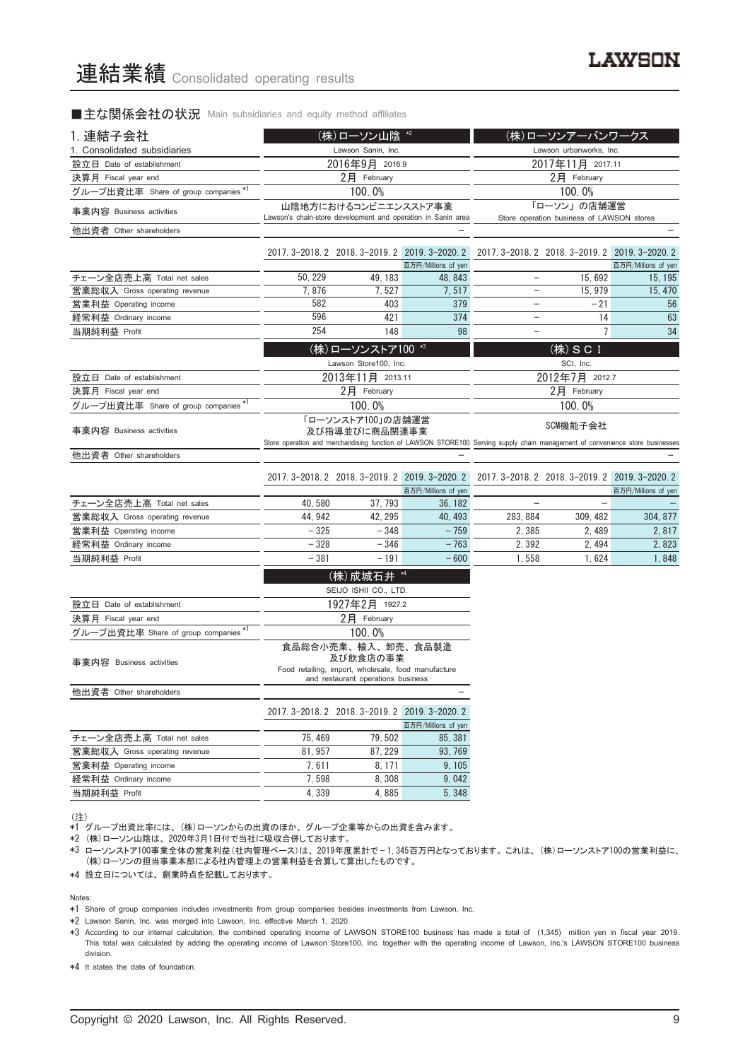# 連結業績 Consolidated operating results

## ■主な関係会社の状況 Main subsidiaries and equity method affiliates

### 1. 連結子会社 1. Consolidated subsidiaries

| | (株)ローソン山陰 *2 Lawson Sanin, Inc. | | | (株)ローソンアーバンワークス Lawson urbanworks, Inc. | | |
|---|---|---|---|---|---|---|
| 設立日 Date of establishment | 2016年9月 2016.9 | | | 2017年11月 2017.11 | | |
| 決算月 Fiscal year end | 2月 February | | | 2月 February | | |
| グループ出資比率 Share of group companies *1 | 100.0% | | | 100.0% | | |
| 事業内容 Business activities | 山陰地方におけるコンビニエンスストア事業 Lawson's chain-store development and operation in Sanin area | | | 「ローソン」の店舗運営 Store operation business of LAWSON stores | | |
| 他出資者 Other shareholders | – | | | – | | |
| | 2017.3-2018.2 | 2018.3-2019.2 | 2019.3-2020.2 百万円/Millions of yen | 2017.3-2018.2 | 2018.3-2019.2 | 2019.3-2020.2 百万円/Millions of yen |
| チェーン全店売上高 Total net sales | 50,229 | 49,183 | 48,843 | – | 15,692 | 15,195 |
| 営業総収入 Gross operating revenue | 7,876 | 7,527 | 7,517 | – | 15,979 | 15,470 |
| 営業利益 Operating income | 582 | 403 | 379 | – | −21 | 56 |
| 経常利益 Ordinary income | 596 | 421 | 374 | – | 14 | 63 |
| 当期純利益 Profit | 254 | 148 | 98 | – | 7 | 34 |

| | (株)ローソンストア100 *3 Lawson Store100, Inc. | | | (株)ＳＣＩ SCI, Inc. | | |
|---|---|---|---|---|---|---|
| 設立日 Date of establishment | 2013年11月 2013.11 | | | 2012年7月 2012.7 | | |
| 決算月 Fiscal year end | 2月 February | | | 2月 February | | |
| グループ出資比率 Share of group companies *1 | 100.0% | | | 100.0% | | |
| 事業内容 Business activities | 「ローソンストア100」の店舗運営及び指導並びに商品関連事業 Store operation and merchandising function of LAWSON STORE100 | | | SCM機能子会社 Serving supply chain management of convenience store businesses | | |
| 他出資者 Other shareholders | – | | | – | | |
| | 2017.3-2018.2 | 2018.3-2019.2 | 2019.3-2020.2 百万円/Millions of yen | 2017.3-2018.2 | 2018.3-2019.2 | 2019.3-2020.2 百万円/Millions of yen |
| チェーン全店売上高 Total net sales | 40,580 | 37,793 | 36,182 | – | – | – |
| 営業総収入 Gross operating revenue | 44,942 | 42,295 | 40,493 | 283,884 | 309,482 | 304,877 |
| 営業利益 Operating income | −325 | −348 | −759 | 2,385 | 2,489 | 2,817 |
| 経常利益 Ordinary income | −328 | −346 | −763 | 2,392 | 2,494 | 2,823 |
| 当期純利益 Profit | −381 | −191 | −600 | 1,558 | 1,624 | 1,848 |

| | (株)成城石井 *4 SEIJO ISHII CO., LTD. | | |
|---|---|---|---|
| 設立日 Date of establishment | 1927年2月 1927.2 | | |
| 決算月 Fiscal year end | 2月 February | | |
| グループ出資比率 Share of group companies *1 | 100.0% | | |
| 事業内容 Business activities | 食品総合小売業、輸入、卸売、食品製造及び飲食店の事業 Food retailing, import, wholesale, food manufacture and restaurant operations business | | |
| 他出資者 Other shareholders | – | | |
| | 2017.3-2018.2 | 2018.3-2019.2 | 2019.3-2020.2 百万円/Millions of yen |
| チェーン全店売上高 Total net sales | 75,469 | 79,502 | 85,381 |
| 営業総収入 Gross operating revenue | 81,957 | 87,229 | 93,769 |
| 営業利益 Operating income | 7,611 | 8,171 | 9,105 |
| 経常利益 Ordinary income | 7,598 | 8,308 | 9,042 |
| 当期純利益 Profit | 4,339 | 4,885 | 5,348 |

(注)
*1 グループ出資比率には、(株)ローソンからの出資のほか、グループ企業等からの出資を含みます。
*2 (株)ローソン山陰は、2020年3月1日付で当社に吸収合併しております。
*3 ローソンストア100事業全体の営業利益(社内管理ベース)は、2019年度累計で－1,345百万円となっております。これは、(株)ローソンストア100の営業利益に、(株)ローソンの担当事業本部による社内管理上の営業利益を合算して算出したものです。
*4 設立日については、創業時点を記載しております。

Notes:
*1 Share of group companies includes investments from group companies besides investments from Lawson, Inc.
*2 Lawson Sanin, Inc. was merged into Lawson, Inc. effective March 1, 2020.
*3 According to our internal calculation, the combined operating income of LAWSON STORE100 business has made a total of (1,345) million yen in fiscal year 2019. This total was calculated by adding the operating income of Lawson Store100, Inc. together with the operating income of Lawson, Inc.'s LAWSON STORE100 business division.
*4 It states the date of foundation.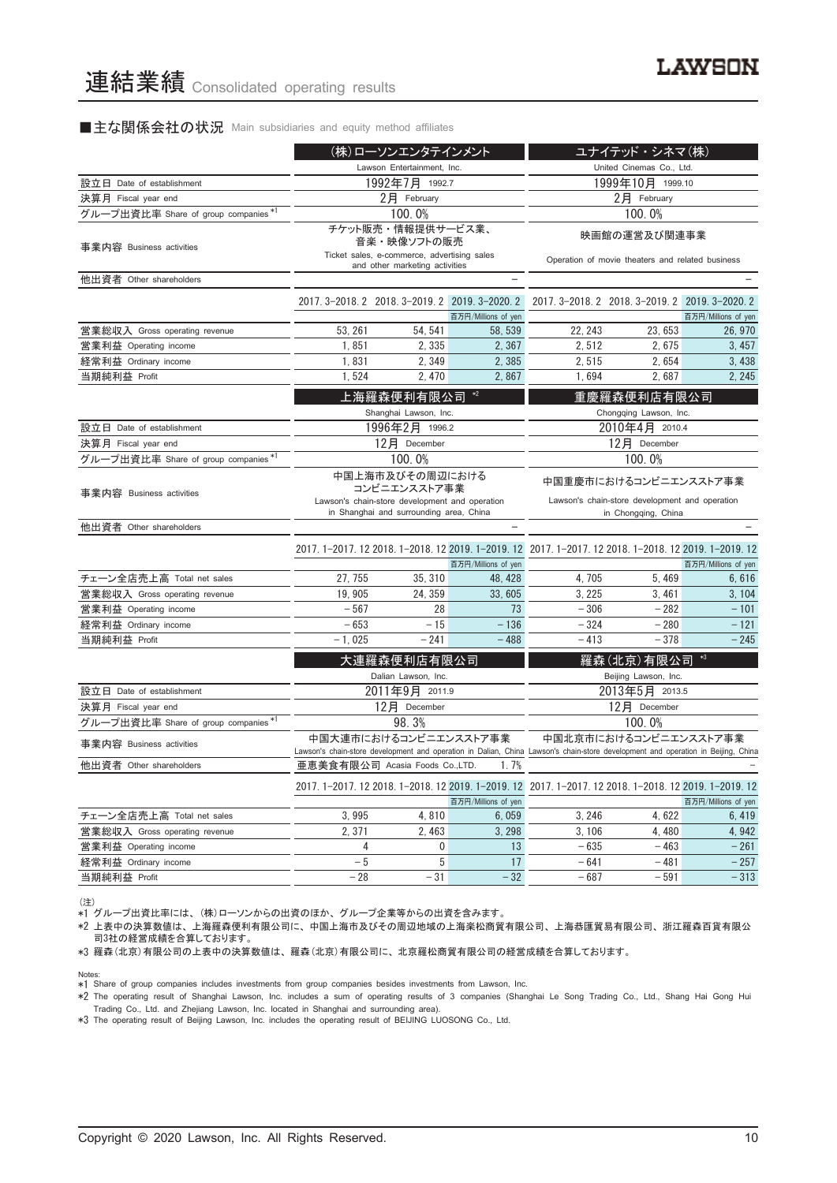# 連結業績 Consolidated operating results

## ■主な関係会社の状況 Main subsidiaries and equity method affiliates

| | (株)ローソンエンタテインメント Lawson Entertainment, Inc. | | | ユナイテッド・シネマ(株) United Cinemas Co., Ltd. | | |
|---|---|---|---|---|---|---|
| 設立日 Date of establishment | 1992年7月 1992.7 | | | 1999年10月 1999.10 | | |
| 決算月 Fiscal year end | 2月 February | | | 2月 February | | |
| グループ出資比率 Share of group companies *1 | 100.0% | | | 100.0% | | |
| 事業内容 Business activities | チケット販売・情報提供サービス業、音楽・映像ソフトの販売 Ticket sales, e-commerce, advertising sales and other marketing activities | | | 映画館の運営及び関連事業 Operation of movie theaters and related business | | |
| 他出資者 Other shareholders | − | | | − | | |
| | 2017.3-2018.2 | 2018.3-2019.2 | 2019.3-2020.2 百万円/Millions of yen | 2017.3-2018.2 | 2018.3-2019.2 | 2019.3-2020.2 百万円/Millions of yen |
| 営業総収入 Gross operating revenue | 53,261 | 54,541 | 58,539 | 22,243 | 23,653 | 26,970 |
| 営業利益 Operating income | 1,851 | 2,335 | 2,367 | 2,512 | 2,675 | 3,457 |
| 経常利益 Ordinary income | 1,831 | 2,349 | 2,385 | 2,515 | 2,654 | 3,438 |
| 当期純利益 Profit | 1,524 | 2,470 | 2,867 | 1,694 | 2,687 | 2,245 |

| | 上海羅森便利有限公司 *2 Shanghai Lawson, Inc. | | | 重慶羅森便利店有限公司 Chongqing Lawson, Inc. | | |
|---|---|---|---|---|---|---|
| 設立日 Date of establishment | 1996年2月 1996.2 | | | 2010年4月 2010.4 | | |
| 決算月 Fiscal year end | 12月 December | | | 12月 December | | |
| グループ出資比率 Share of group companies *1 | 100.0% | | | 100.0% | | |
| 事業内容 Business activities | 中国上海市及びその周辺におけるコンビニエンスストア事業 Lawson's chain-store development and operation in Shanghai and surrounding area, China | | | 中国重慶市におけるコンビニエンスストア事業 Lawson's chain-store development and operation in Chongqing, China | | |
| 他出資者 Other shareholders | − | | | − | | |
| | 2017.1-2017.12 | 2018.1-2018.12 | 2019.1-2019.12 百万円/Millions of yen | 2017.1-2017.12 | 2018.1-2018.12 | 2019.1-2019.12 百万円/Millions of yen |
| チェーン全店売上高 Total net sales | 27,755 | 35,310 | 48,428 | 4,705 | 5,469 | 6,616 |
| 営業総収入 Gross operating revenue | 19,905 | 24,359 | 33,605 | 3,225 | 3,461 | 3,104 |
| 営業利益 Operating income | −567 | 28 | 73 | −306 | −282 | −101 |
| 経常利益 Ordinary income | −653 | −15 | −136 | −324 | −280 | −121 |
| 当期純利益 Profit | −1,025 | −241 | −488 | −413 | −378 | −245 |

| | 大連羅森便利店有限公司 Dalian Lawson, Inc. | | | 羅森(北京)有限公司 *3 Beijing Lawson, Inc. | | |
|---|---|---|---|---|---|---|
| 設立日 Date of establishment | 2011年9月 2011.9 | | | 2013年5月 2013.5 | | |
| 決算月 Fiscal year end | 12月 December | | | 12月 December | | |
| グループ出資比率 Share of group companies *1 | 98.3% | | | 100.0% | | |
| 事業内容 Business activities | 中国大連市におけるコンビニエンスストア事業 Lawson's chain-store development and operation in Dalian, China | | | 中国北京市におけるコンビニエンスストア事業 Lawson's chain-store development and operation in Beijing, China | | |
| 他出資者 Other shareholders | 亜恵美食有限公司 Acasia Foods Co.,LTD. 1.7% | | | − | | |
| | 2017.1-2017.12 | 2018.1-2018.12 | 2019.1-2019.12 百万円/Millions of yen | 2017.1-2017.12 | 2018.1-2018.12 | 2019.1-2019.12 百万円/Millions of yen |
| チェーン全店売上高 Total net sales | 3,995 | 4,810 | 6,059 | 3,246 | 4,622 | 6,419 |
| 営業総収入 Gross operating revenue | 2,371 | 2,463 | 3,298 | 3,106 | 4,480 | 4,942 |
| 営業利益 Operating income | 4 | 0 | 13 | −635 | −463 | −261 |
| 経常利益 Ordinary income | −5 | 5 | 17 | −641 | −481 | −257 |
| 当期純利益 Profit | −28 | −31 | −32 | −687 | −591 | −313 |

(注)
*1 グループ出資比率には、(株)ローソンからの出資のほか、グループ企業等からの出資を含みます。
*2 上表中の決算数値は、上海羅森便利有限公司に、中国上海市及びその周辺地域の上海楽松商貿有限公司、上海恭匯貿易有限公司、浙江羅森百貨有限公司3社の経営成績を合算しております。
*3 羅森(北京)有限公司の上表中の決算数値は、羅森(北京)有限公司に、北京羅松商貿有限公司の経営成績を合算しております。

Notes:
*1 Share of group companies includes investments from group companies besides investments from Lawson, Inc.
*2 The operating result of Shanghai Lawson, Inc. includes a sum of operating results of 3 companies (Shanghai Le Song Trading Co., Ltd., Shang Hai Gong Hui Trading Co., Ltd. and Zhejiang Lawson, Inc. located in Shanghai and surrounding area).
*3 The operating result of Beijing Lawson, Inc. includes the operating result of BEIJING LUOSONG Co., Ltd.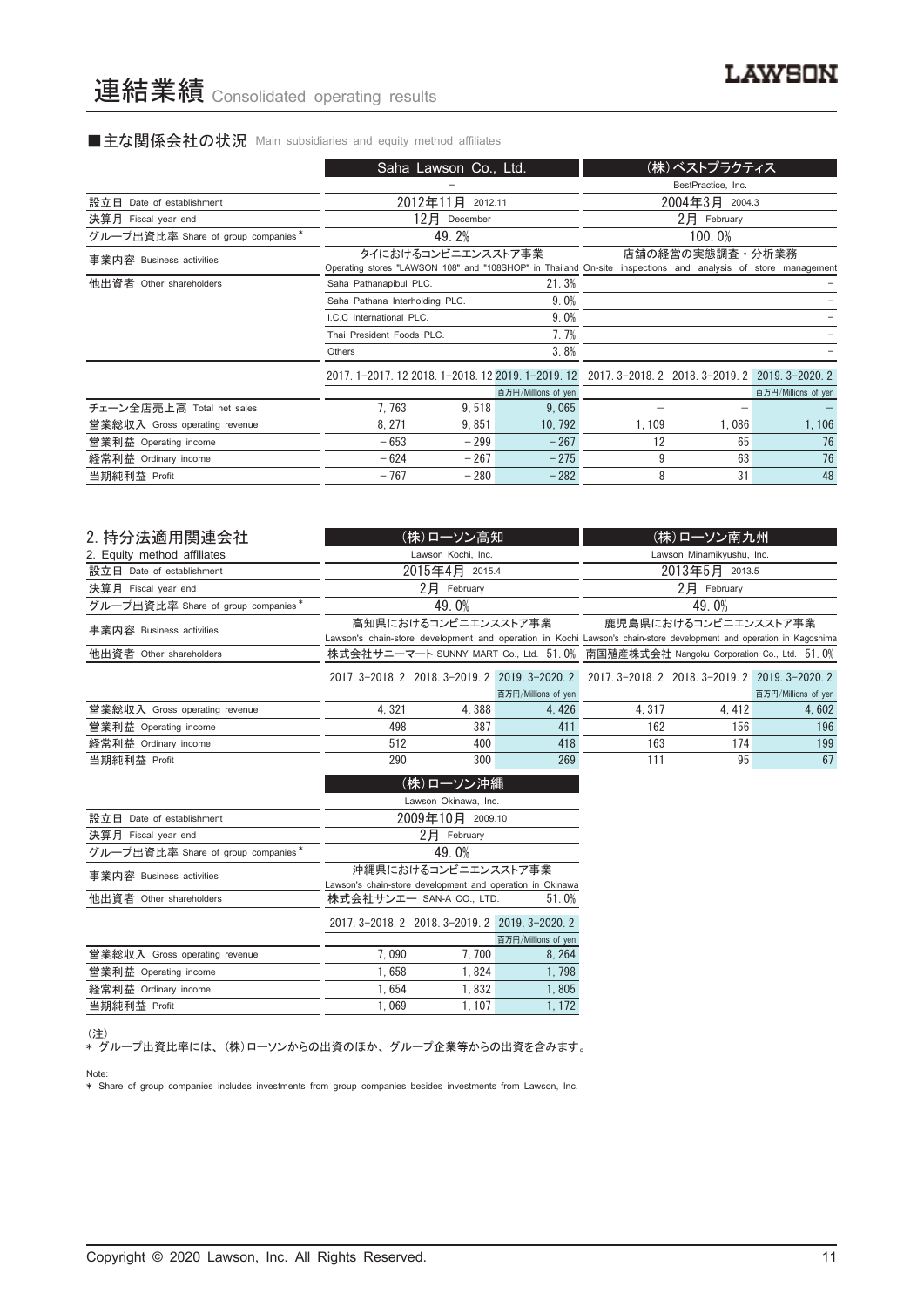# 連結業績 Consolidated operating results

## ■主な関係会社の状況 Main subsidiaries and equity method affiliates

| | Saha Lawson Co., Ltd. | | | (株)ベストプラクティス | | |
|---|---|---|---|---|---|---|
| | – | | | BestPractice, Inc. | | |
| 設立日 Date of establishment | 2012年11月 2012.11 | | | 2004年3月 2004.3 | | |
| 決算月 Fiscal year end | 12月 December | | | 2月 February | | |
| グループ出資比率 Share of group companies* | 49.2% | | | 100.0% | | |
| 事業内容 Business activities | タイにおけるコンビニエンスストア事業 Operating stores "LAWSON 108" and "108SHOP" in Thailand | | | 店舗の経営の実態調査・分析業務 On-site inspections and analysis of store management | | |
| 他出資者 Other shareholders | Saha Pathanapibul PLC. 21.3% | | | – | | |
| | Saha Pathana Interholding PLC. 9.0% | | | – | | |
| | I.C.C International PLC. 9.0% | | | – | | |
| | Thai President Foods PLC. 7.7% | | | – | | |
| | Others 3.8% | | | – | | |
| | 2017.1–2017.12 | 2018.1–2018.12 | 2019.1–2019.12 | 2017.3–2018.2 | 2018.3–2019.2 | 2019.3–2020.2 |
| | | | 百万円/Millions of yen | | | 百万円/Millions of yen |
| チェーン全店売上高 Total net sales | 7,763 | 9,518 | 9,065 | – | – | – |
| 営業総収入 Gross operating revenue | 8,271 | 9,851 | 10,792 | 1,109 | 1,086 | 1,106 |
| 営業利益 Operating income | −653 | −299 | −267 | 12 | 65 | 76 |
| 経常利益 Ordinary income | −624 | −267 | −275 | 9 | 63 | 76 |
| 当期純利益 Profit | −767 | −280 | −282 | 8 | 31 | 48 |

## 2. 持分法適用関連会社
## 2. Equity method affiliates

| | (株)ローソン高知 | | | (株)ローソン南九州 | | |
|---|---|---|---|---|---|---|
| | Lawson Kochi, Inc. | | | Lawson Minamikyushu, Inc. | | |
| 設立日 Date of establishment | 2015年4月 2015.4 | | | 2013年5月 2013.5 | | |
| 決算月 Fiscal year end | 2月 February | | | 2月 February | | |
| グループ出資比率 Share of group companies* | 49.0% | | | 49.0% | | |
| 事業内容 Business activities | 高知県におけるコンビニエンスストア事業 Lawson's chain-store development and operation in Kochi | | | 鹿児島県におけるコンビニエンスストア事業 Lawson's chain-store development and operation in Kagoshima | | |
| 他出資者 Other shareholders | 株式会社サニーマート SUNNY MART Co., Ltd. 51.0% | | | 南国殖産株式会社 Nangoku Corporation Co., Ltd. 51.0% | | |
| | 2017.3–2018.2 | 2018.3–2019.2 | 2019.3–2020.2 | 2017.3–2018.2 | 2018.3–2019.2 | 2019.3–2020.2 |
| | | | 百万円/Millions of yen | | | 百万円/Millions of yen |
| 営業総収入 Gross operating revenue | 4,321 | 4,388 | 4,426 | 4,317 | 4,412 | 4,602 |
| 営業利益 Operating income | 498 | 387 | 411 | 162 | 156 | 196 |
| 経常利益 Ordinary income | 512 | 400 | 418 | 163 | 174 | 199 |
| 当期純利益 Profit | 290 | 300 | 269 | 111 | 95 | 67 |

| | (株)ローソン沖縄 | | |
|---|---|---|---|
| | Lawson Okinawa, Inc. | | |
| 設立日 Date of establishment | 2009年10月 2009.10 | | |
| 決算月 Fiscal year end | 2月 February | | |
| グループ出資比率 Share of group companies* | 49.0% | | |
| 事業内容 Business activities | 沖縄県におけるコンビニエンスストア事業 Lawson's chain-store development and operation in Okinawa | | |
| 他出資者 Other shareholders | 株式会社サンエー SAN-A CO., LTD. 51.0% | | |
| | 2017.3–2018.2 | 2018.3–2019.2 | 2019.3–2020.2 |
| | | | 百万円/Millions of yen |
| 営業総収入 Gross operating revenue | 7,090 | 7,700 | 8,264 |
| 営業利益 Operating income | 1,658 | 1,824 | 1,798 |
| 経常利益 Ordinary income | 1,654 | 1,832 | 1,805 |
| 当期純利益 Profit | 1,069 | 1,107 | 1,172 |

(注)
* グループ出資比率には、(株)ローソンからの出資のほか、グループ企業等からの出資を含みます。

Note:
* Share of group companies includes investments from group companies besides investments from Lawson, Inc.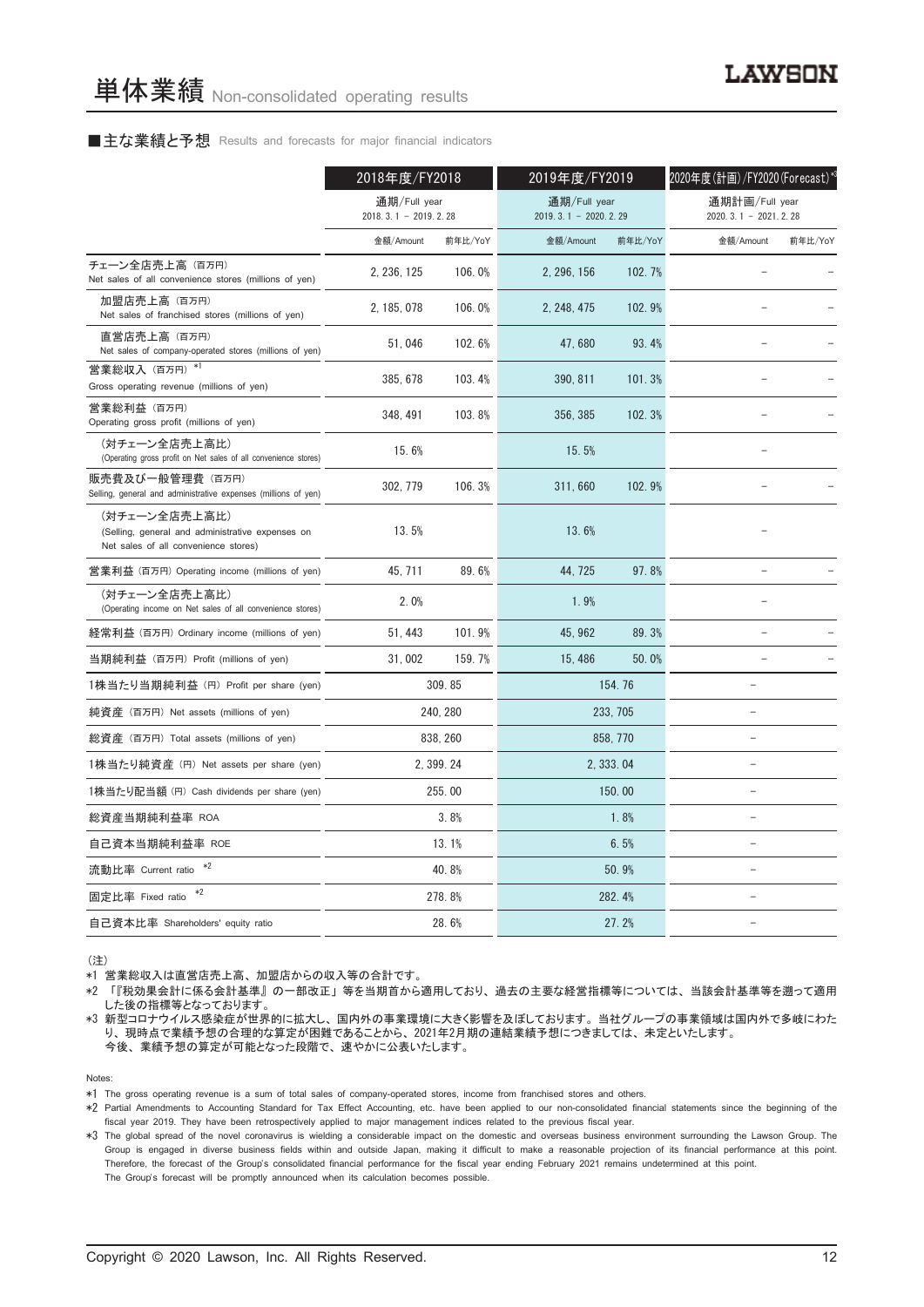# 単体業績 Non-consolidated operating results

■主な業績と予想 Results and forecasts for major financial indicators

| | 2018年度/FY2018 | | 2019年度/FY2019 | | 2020年度(計画)/FY2020(Forecast)*3 | |
|---|---|---|---|---|---|---|
| | 通期/Full year 2018. 3. 1 – 2019. 2. 28 | | 通期/Full year 2019. 3. 1 – 2020. 2. 29 | | 通期計画/Full year 2020. 3. 1 – 2021. 2. 28 | |
| | 金額/Amount | 前年比/YoY | 金額/Amount | 前年比/YoY | 金額/Amount | 前年比/YoY |
| チェーン全店売上高（百万円） Net sales of all convenience stores (millions of yen) | 2, 236, 125 | 106. 0% | 2, 296, 156 | 102. 7% | – | – |
| 加盟店売上高（百万円） Net sales of franchised stores (millions of yen) | 2, 185, 078 | 106. 0% | 2, 248, 475 | 102. 9% | – | – |
| 直営店売上高（百万円） Net sales of company-operated stores (millions of yen) | 51, 046 | 102. 6% | 47, 680 | 93. 4% | – | – |
| 営業総収入（百万円）*1 Gross operating revenue (millions of yen) | 385, 678 | 103. 4% | 390, 811 | 101. 3% | – | – |
| 営業総利益（百万円） Operating gross profit (millions of yen) | 348, 491 | 103. 8% | 356, 385 | 102. 3% | – | – |
| （対チェーン全店売上高比） (Operating gross profit on Net sales of all convenience stores) | 15. 6% | | 15. 5% | | – | |
| 販売費及び一般管理費（百万円） Selling, general and administrative expenses (millions of yen) | 302, 779 | 106. 3% | 311, 660 | 102. 9% | – | – |
| （対チェーン全店売上高比） (Selling, general and administrative expenses on Net sales of all convenience stores) | 13. 5% | | 13. 6% | | – | |
| 営業利益（百万円）Operating income (millions of yen) | 45, 711 | 89. 6% | 44, 725 | 97. 8% | – | – |
| （対チェーン全店売上高比） (Operating income on Net sales of all convenience stores) | 2. 0% | | 1. 9% | | – | |
| 経常利益（百万円）Ordinary income (millions of yen) | 51, 443 | 101. 9% | 45, 962 | 89. 3% | – | – |
| 当期純利益（百万円）Profit (millions of yen) | 31, 002 | 159. 7% | 15, 486 | 50. 0% | – | – |
| 1株当たり当期純利益（円）Profit per share (yen) | 309. 85 | | 154. 76 | | – | |
| 純資産（百万円）Net assets (millions of yen) | 240, 280 | | 233, 705 | | – | |
| 総資産（百万円）Total assets (millions of yen) | 838, 260 | | 858, 770 | | – | |
| 1株当たり純資産（円）Net assets per share (yen) | 2, 399. 24 | | 2, 333. 04 | | – | |
| 1株当たり配当額（円）Cash dividends per share (yen) | 255. 00 | | 150. 00 | | – | |
| 総資産当期純利益率 ROA | 3. 8% | | 1. 8% | | – | |
| 自己資本当期純利益率 ROE | 13. 1% | | 6. 5% | | – | |
| 流動比率 Current ratio *2 | 40. 8% | | 50. 9% | | – | |
| 固定比率 Fixed ratio *2 | 278. 8% | | 282. 4% | | – | |
| 自己資本比率 Shareholders' equity ratio | 28. 6% | | 27. 2% | | – | |

（注）

*1 営業総収入は直営店売上高、加盟店からの収入等の合計です。

*2 「『税効果会計に係る会計基準』の一部改正」等を当期首から適用しており、過去の主要な経営指標等については、当該会計基準等を遡って適用した後の指標等となっております。

*3 新型コロナウイルス感染症が世界的に拡大し、国内外の事業環境に大きく影響を及ぼしております。当社グループの事業領域は国内外で多岐にわたり、現時点で業績予想の合理的な算定が困難であることから、2021年2月期の連結業績予想につきましては、未定といたします。
今後、業績予想の算定が可能となった段階で、速やかに公表いたします。

Notes:

*1 The gross operating revenue is a sum of total sales of company-operated stores, income from franchised stores and others.

*2 Partial Amendments to Accounting Standard for Tax Effect Accounting, etc. have been applied to our non-consolidated financial statements since the beginning of the fiscal year 2019. They have been retrospectively applied to major management indices related to the previous fiscal year.

*3 The global spread of the novel coronavirus is wielding a considerable impact on the domestic and overseas business environment surrounding the Lawson Group. The Group is engaged in diverse business fields within and outside Japan, making it difficult to make a reasonable projection of its financial performance at this point. Therefore, the forecast of the Group's consolidated financial performance for the fiscal year ending February 2021 remains undetermined at this point.
The Group's forecast will be promptly announced when its calculation becomes possible.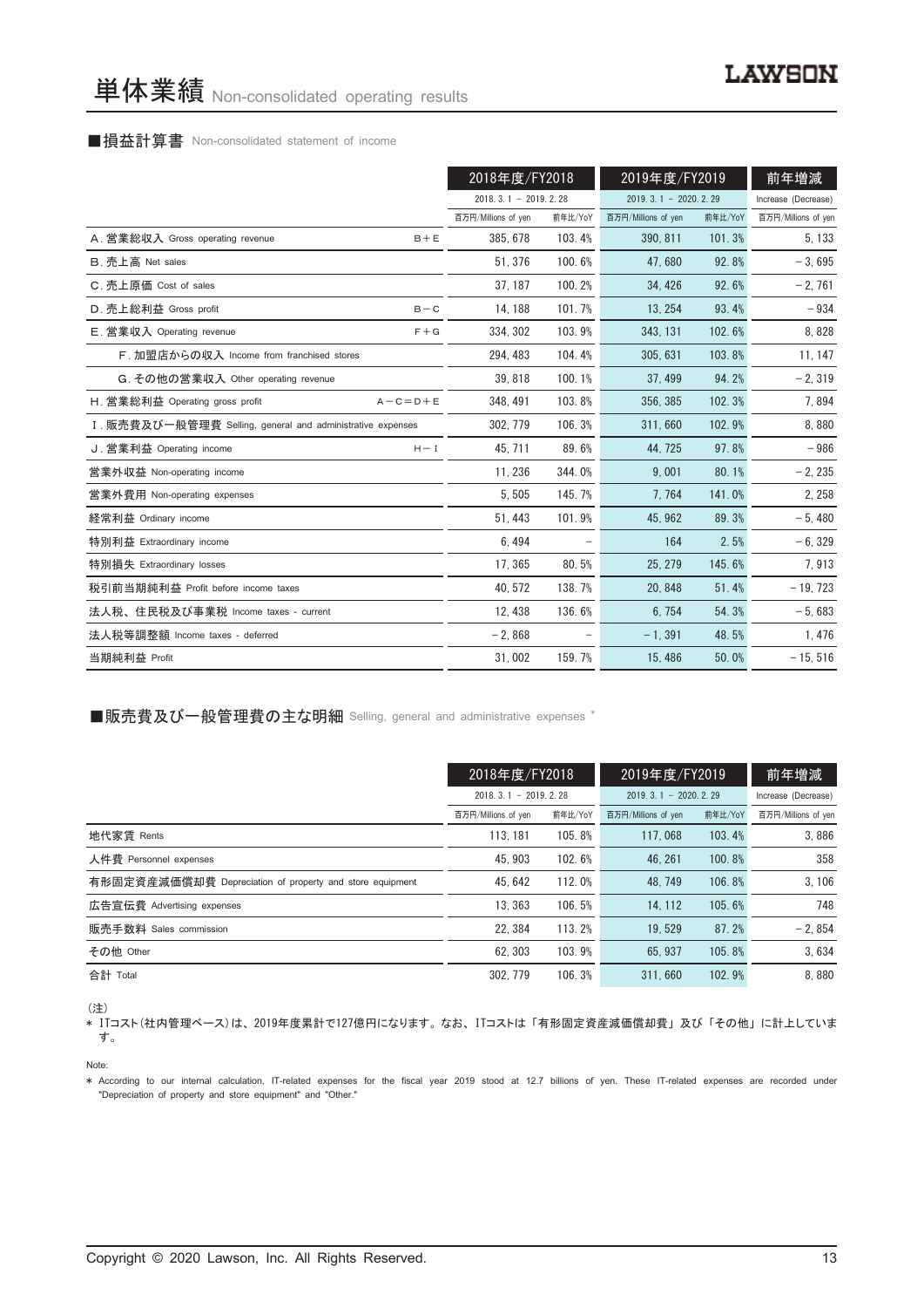# 単体業績 Non-consolidated operating results

■損益計算書 Non-consolidated statement of income

| | | 2018年度/FY2018 | | 2019年度/FY2019 | | 前年増減 |
|---|---|---|---|---|---|---|
| | | 2018. 3. 1 － 2019. 2. 28 | | 2019. 3. 1 － 2020. 2. 29 | | Increase (Decrease) |
| | | 百万円/Millions of yen | 前年比/YoY | 百万円/Millions of yen | 前年比/YoY | 百万円/Millions of yen |
| A. 営業総収入 Gross operating revenue | B＋E | 385, 678 | 103. 4% | 390, 811 | 101. 3% | 5, 133 |
| B. 売上高 Net sales | | 51, 376 | 100. 6% | 47, 680 | 92. 8% | －3, 695 |
| C. 売上原価 Cost of sales | | 37, 187 | 100. 2% | 34, 426 | 92. 6% | －2, 761 |
| D. 売上総利益 Gross profit | B－C | 14, 188 | 101. 7% | 13, 254 | 93. 4% | －934 |
| E. 営業収入 Operating revenue | F＋G | 334, 302 | 103. 9% | 343, 131 | 102. 6% | 8, 828 |
| F. 加盟店からの収入 Income from franchised stores | | 294, 483 | 104. 4% | 305, 631 | 103. 8% | 11, 147 |
| G. その他の営業収入 Other operating revenue | | 39, 818 | 100. 1% | 37, 499 | 94. 2% | －2, 319 |
| H. 営業総利益 Operating gross profit | A－C＝D＋E | 348, 491 | 103. 8% | 356, 385 | 102. 3% | 7, 894 |
| I. 販売費及び一般管理費 Selling, general and administrative expenses | | 302, 779 | 106. 3% | 311, 660 | 102. 9% | 8, 880 |
| J. 営業利益 Operating income | H－I | 45, 711 | 89. 6% | 44, 725 | 97. 8% | －986 |
| 営業外収益 Non-operating income | | 11, 236 | 344. 0% | 9, 001 | 80. 1% | －2, 235 |
| 営業外費用 Non-operating expenses | | 5, 505 | 145. 7% | 7, 764 | 141. 0% | 2, 258 |
| 経常利益 Ordinary income | | 51, 443 | 101. 9% | 45, 962 | 89. 3% | －5, 480 |
| 特別利益 Extraordinary income | | 6, 494 | － | 164 | 2. 5% | －6, 329 |
| 特別損失 Extraordinary losses | | 17, 365 | 80. 5% | 25, 279 | 145. 6% | 7, 913 |
| 税引前当期純利益 Profit before income taxes | | 40, 572 | 138. 7% | 20, 848 | 51. 4% | －19, 723 |
| 法人税、住民税及び事業税 Income taxes - current | | 12, 438 | 136. 6% | 6, 754 | 54. 3% | －5, 683 |
| 法人税等調整額 Income taxes - deferred | | －2, 868 | － | －1, 391 | 48. 5% | 1, 476 |
| 当期純利益 Profit | | 31, 002 | 159. 7% | 15, 486 | 50. 0% | －15, 516 |

■販売費及び一般管理費の主な明細 Selling, general and administrative expenses *

| | 2018年度/FY2018 | | 2019年度/FY2019 | | 前年増減 |
|---|---|---|---|---|---|
| | 2018. 3. 1 － 2019. 2. 28 | | 2019. 3. 1 － 2020. 2. 29 | | Increase (Decrease) |
| | 百万円/Millions of yen | 前年比/YoY | 百万円/Millions of yen | 前年比/YoY | 百万円/Millions of yen |
| 地代家賃 Rents | 113, 181 | 105. 8% | 117, 068 | 103. 4% | 3, 886 |
| 人件費 Personnel expenses | 45, 903 | 102. 6% | 46, 261 | 100. 8% | 358 |
| 有形固定資産減価償却費 Depreciation of property and store equipment | 45, 642 | 112. 0% | 48, 749 | 106. 8% | 3, 106 |
| 広告宣伝費 Advertising expenses | 13, 363 | 106. 5% | 14, 112 | 105. 6% | 748 |
| 販売手数料 Sales commission | 22, 384 | 113. 2% | 19, 529 | 87. 2% | －2, 854 |
| その他 Other | 62, 303 | 103. 9% | 65, 937 | 105. 8% | 3, 634 |
| 合計 Total | 302, 779 | 106. 3% | 311, 660 | 102. 9% | 8, 880 |

(注)
* ITコスト（社内管理ベース）は、2019年度累計で127億円になります。なお、ITコストは「有形固定資産減価償却費」及び「その他」に計上しています。

Note:
* According to our internal calculation, IT-related expenses for the fiscal year 2019 stood at 12.7 billions of yen. These IT-related expenses are recorded under "Depreciation of property and store equipment" and "Other."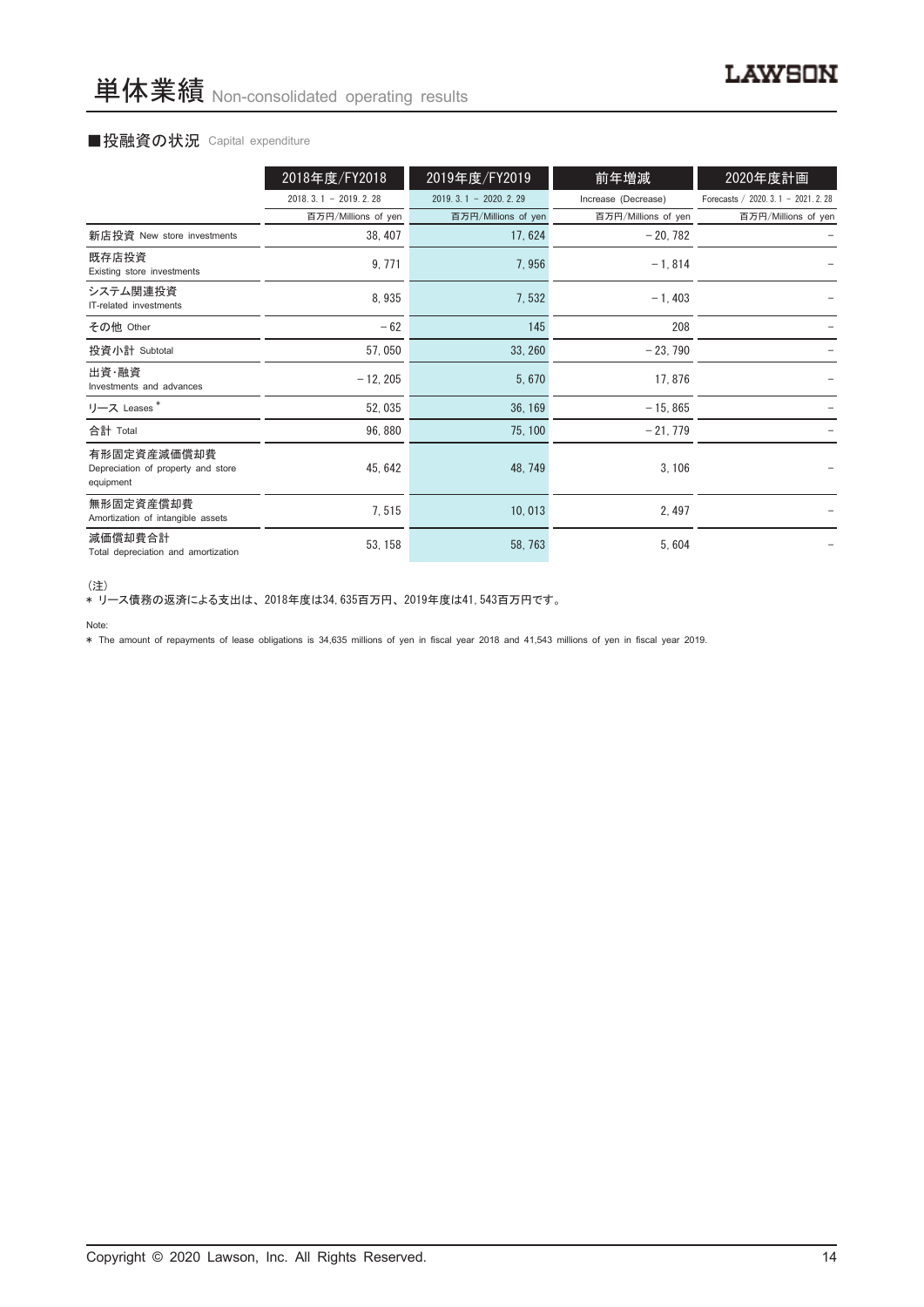# 単体業績 Non-consolidated operating results

## ■投融資の状況 Capital expenditure

| | 2018年度/FY2018 | 2019年度/FY2019 | 前年増減 | 2020年度計画 |
|---|---|---|---|---|
| | 2018. 3. 1 – 2019. 2. 28 | 2019. 3. 1 – 2020. 2. 29 | Increase (Decrease) | Forecasts / 2020. 3. 1 – 2021. 2. 28 |
| | 百万円/Millions of yen | 百万円/Millions of yen | 百万円/Millions of yen | 百万円/Millions of yen |
| 新店投資 New store investments | 38, 407 | 17, 624 | – 20, 782 | – |
| 既存店投資 Existing store investments | 9, 771 | 7, 956 | – 1, 814 | – |
| システム関連投資 IT-related investments | 8, 935 | 7, 532 | – 1, 403 | – |
| その他 Other | – 62 | 145 | 208 | – |
| 投資小計 Subtotal | 57, 050 | 33, 260 | – 23, 790 | – |
| 出資・融資 Investments and advances | – 12, 205 | 5, 670 | 17, 876 | – |
| リース Leases * | 52, 035 | 36, 169 | – 15, 865 | – |
| 合計 Total | 96, 880 | 75, 100 | – 21, 779 | – |
| 有形固定資産減価償却費 Depreciation of property and store equipment | 45, 642 | 48, 749 | 3, 106 | – |
| 無形固定資産償却費 Amortization of intangible assets | 7, 515 | 10, 013 | 2, 497 | – |
| 減価償却費合計 Total depreciation and amortization | 53, 158 | 58, 763 | 5, 604 | – |

（注）
* リース債務の返済による支出は、2018年度は34,635百万円、2019年度は41,543百万円です。

Note:
* The amount of repayments of lease obligations is 34,635 millions of yen in fiscal year 2018 and 41,543 millions of yen in fiscal year 2019.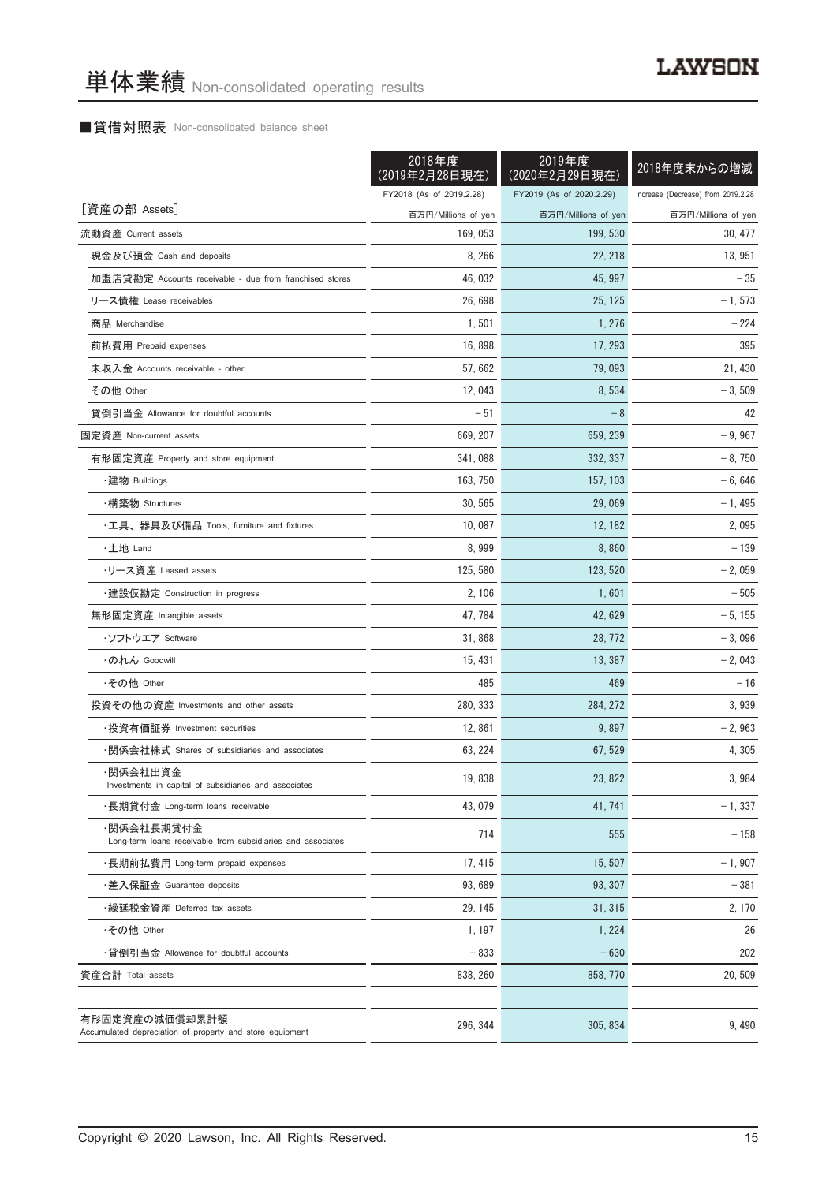# 単体業績 Non-consolidated operating results

## ■貸借対照表 Non-consolidated balance sheet

| | 2018年度（2019年2月28日現在） | 2019年度（2020年2月29日現在） | 2018年度末からの増減 |
|---|---|---|---|
| | FY2018 (As of 2019.2.28) | FY2019 (As of 2020.2.29) | Increase (Decrease) from 2019.2.28 |
| ［資産の部 Assets］ | 百万円/Millions of yen | 百万円/Millions of yen | 百万円/Millions of yen |
| 流動資産 Current assets | 169, 053 | 199, 530 | 30, 477 |
| 現金及び預金 Cash and deposits | 8, 266 | 22, 218 | 13, 951 |
| 加盟店貸勘定 Accounts receivable - due from franchised stores | 46, 032 | 45, 997 | －35 |
| リース債権 Lease receivables | 26, 698 | 25, 125 | －1, 573 |
| 商品 Merchandise | 1, 501 | 1, 276 | －224 |
| 前払費用 Prepaid expenses | 16, 898 | 17, 293 | 395 |
| 未収入金 Accounts receivable - other | 57, 662 | 79, 093 | 21, 430 |
| その他 Other | 12, 043 | 8, 534 | －3, 509 |
| 貸倒引当金 Allowance for doubtful accounts | －51 | －8 | 42 |
| 固定資産 Non-current assets | 669, 207 | 659, 239 | －9, 967 |
| 有形固定資産 Property and store equipment | 341, 088 | 332, 337 | －8, 750 |
| ・建物 Buildings | 163, 750 | 157, 103 | －6, 646 |
| ・構築物 Structures | 30, 565 | 29, 069 | －1, 495 |
| ・工具、器具及び備品 Tools, furniture and fixtures | 10, 087 | 12, 182 | 2, 095 |
| ・土地 Land | 8, 999 | 8, 860 | －139 |
| ・リース資産 Leased assets | 125, 580 | 123, 520 | －2, 059 |
| ・建設仮勘定 Construction in progress | 2, 106 | 1, 601 | －505 |
| 無形固定資産 Intangible assets | 47, 784 | 42, 629 | －5, 155 |
| ・ソフトウエア Software | 31, 868 | 28, 772 | －3, 096 |
| ・のれん Goodwill | 15, 431 | 13, 387 | －2, 043 |
| ・その他 Other | 485 | 469 | －16 |
| 投資その他の資産 Investments and other assets | 280, 333 | 284, 272 | 3, 939 |
| ・投資有価証券 Investment securities | 12, 861 | 9, 897 | －2, 963 |
| ・関係会社株式 Shares of subsidiaries and associates | 63, 224 | 67, 529 | 4, 305 |
| ・関係会社出資金 Investments in capital of subsidiaries and associates | 19, 838 | 23, 822 | 3, 984 |
| ・長期貸付金 Long-term loans receivable | 43, 079 | 41, 741 | －1, 337 |
| ・関係会社長期貸付金 Long-term loans receivable from subsidiaries and associates | 714 | 555 | －158 |
| ・長期前払費用 Long-term prepaid expenses | 17, 415 | 15, 507 | －1, 907 |
| ・差入保証金 Guarantee deposits | 93, 689 | 93, 307 | －381 |
| ・繰延税金資産 Deferred tax assets | 29, 145 | 31, 315 | 2, 170 |
| ・その他 Other | 1, 197 | 1, 224 | 26 |
| ・貸倒引当金 Allowance for doubtful accounts | －833 | －630 | 202 |
| 資産合計 Total assets | 838, 260 | 858, 770 | 20, 509 |

| | | | |
|---|---|---|---|
| 有形固定資産の減価償却累計額 Accumulated depreciation of property and store equipment | 296, 344 | 305, 834 | 9, 490 |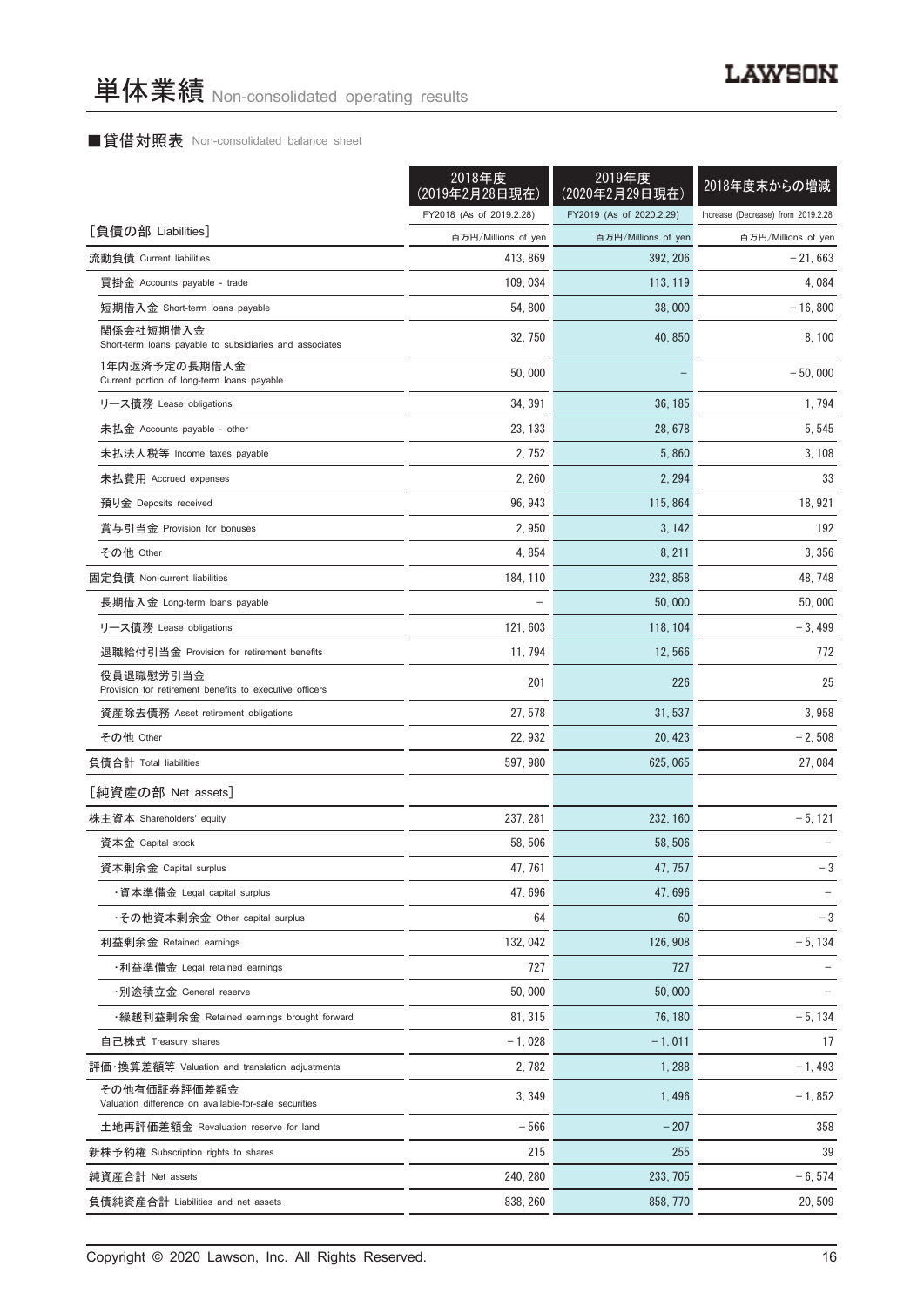# 単体業績 Non-consolidated operating results

## ■貸借対照表 Non-consolidated balance sheet

| | 2018年度<br>(2019年2月28日現在)<br>FY2018 (As of 2019.2.28) | 2019年度<br>(2020年2月29日現在)<br>FY2019 (As of 2020.2.29) | 2018年度末からの増減<br>Increase (Decrease) from 2019.2.28 |
|---|---|---|---|
| [負債の部 Liabilities] | 百万円/Millions of yen | 百万円/Millions of yen | 百万円/Millions of yen |
| 流動負債 Current liabilities | 413, 869 | 392, 206 | − 21, 663 |
| 買掛金 Accounts payable - trade | 109, 034 | 113, 119 | 4, 084 |
| 短期借入金 Short-term loans payable | 54, 800 | 38, 000 | − 16, 800 |
| 関係会社短期借入金 Short-term loans payable to subsidiaries and associates | 32, 750 | 40, 850 | 8, 100 |
| 1年内返済予定の長期借入金 Current portion of long-term loans payable | 50, 000 | − | − 50, 000 |
| リース債務 Lease obligations | 34, 391 | 36, 185 | 1, 794 |
| 未払金 Accounts payable - other | 23, 133 | 28, 678 | 5, 545 |
| 未払法人税等 Income taxes payable | 2, 752 | 5, 860 | 3, 108 |
| 未払費用 Accrued expenses | 2, 260 | 2, 294 | 33 |
| 預り金 Deposits received | 96, 943 | 115, 864 | 18, 921 |
| 賞与引当金 Provision for bonuses | 2, 950 | 3, 142 | 192 |
| その他 Other | 4, 854 | 8, 211 | 3, 356 |
| 固定負債 Non-current liabilities | 184, 110 | 232, 858 | 48, 748 |
| 長期借入金 Long-term loans payable | − | 50, 000 | 50, 000 |
| リース債務 Lease obligations | 121, 603 | 118, 104 | − 3, 499 |
| 退職給付引当金 Provision for retirement benefits | 11, 794 | 12, 566 | 772 |
| 役員退職慰労引当金 Provision for retirement benefits to executive officers | 201 | 226 | 25 |
| 資産除去債務 Asset retirement obligations | 27, 578 | 31, 537 | 3, 958 |
| その他 Other | 22, 932 | 20, 423 | − 2, 508 |
| 負債合計 Total liabilities | 597, 980 | 625, 065 | 27, 084 |
| [純資産の部 Net assets] | | | |
| 株主資本 Shareholders' equity | 237, 281 | 232, 160 | − 5, 121 |
| 資本金 Capital stock | 58, 506 | 58, 506 | − |
| 資本剰余金 Capital surplus | 47, 761 | 47, 757 | − 3 |
| ・資本準備金 Legal capital surplus | 47, 696 | 47, 696 | − |
| ・その他資本剰余金 Other capital surplus | 64 | 60 | − 3 |
| 利益剰余金 Retained earnings | 132, 042 | 126, 908 | − 5, 134 |
| ・利益準備金 Legal retained earnings | 727 | 727 | − |
| ・別途積立金 General reserve | 50, 000 | 50, 000 | − |
| ・繰越利益剰余金 Retained earnings brought forward | 81, 315 | 76, 180 | − 5, 134 |
| 自己株式 Treasury shares | − 1, 028 | − 1, 011 | 17 |
| 評価・換算差額等 Valuation and translation adjustments | 2, 782 | 1, 288 | − 1, 493 |
| その他有価証券評価差額金 Valuation difference on available-for-sale securities | 3, 349 | 1, 496 | − 1, 852 |
| 土地再評価差額金 Revaluation reserve for land | − 566 | − 207 | 358 |
| 新株予約権 Subscription rights to shares | 215 | 255 | 39 |
| 純資産合計 Net assets | 240, 280 | 233, 705 | − 6, 574 |
| 負債純資産合計 Liabilities and net assets | 838, 260 | 858, 770 | 20, 509 |

Copyright © 2020 Lawson, Inc. All Rights Reserved.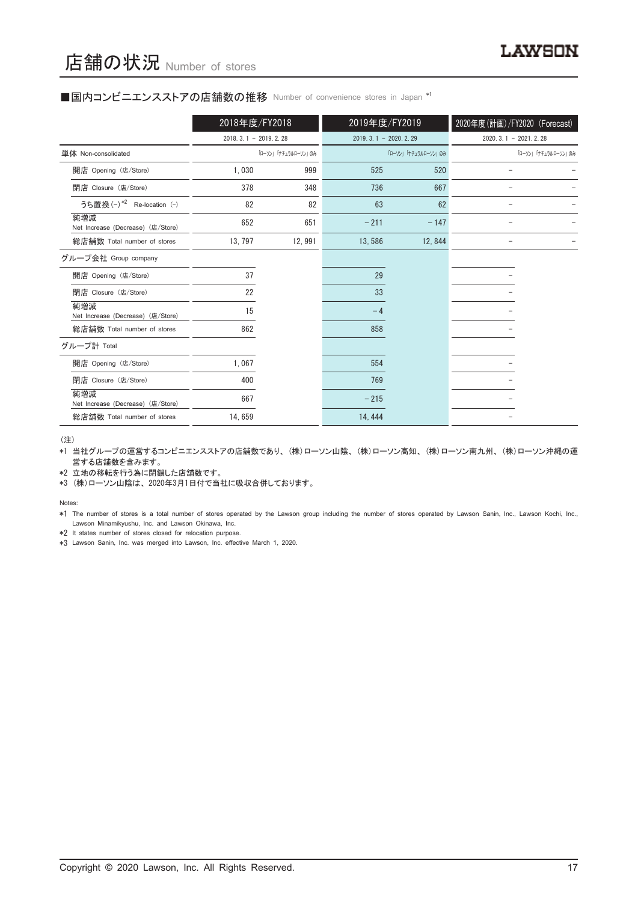# 店舗の状況 Number of stores

## ■国内コンビニエンスストアの店舗数の推移 Number of convenience stores in Japan [*1]

| | 2018年度/FY2018 | | 2019年度/FY2019 | | 2020年度(計画)/FY2020 (Forecast) | |
|---|---|---|---|---|---|---|
| | 2018. 3. 1 – 2019. 2. 28 | | 2019. 3. 1 – 2020. 2. 29 | | 2020. 3. 1 – 2021. 2. 28 | |
| 単体 Non-consolidated | | 「ローソン」「ナチュラルローソン」のみ | | 「ローソン」「ナチュラルローソン」のみ | | 「ローソン」「ナチュラルローソン」のみ |
| 開店 Opening (店/Store) | 1,030 | 999 | 525 | 520 | – | – |
| 閉店 Closure (店/Store) | 378 | 348 | 736 | 667 | – | – |
| うち置換(–)[*2] Re-location (–) | 82 | 82 | 63 | 62 | – | – |
| 純増減 Net Increase (Decrease) (店/Store) | 652 | 651 | –211 | –147 | – | – |
| 総店舗数 Total number of stores | 13,797 | 12,991 | 13,586 | 12,844 | – | – |
| グループ会社 Group company | | | | | | |
| 開店 Opening (店/Store) | 37 | | 29 | | – | |
| 閉店 Closure (店/Store) | 22 | | 33 | | – | |
| 純増減 Net Increase (Decrease) (店/Store) | 15 | | –4 | | – | |
| 総店舗数 Total number of stores | 862 | | 858 | | – | |
| グループ計 Total | | | | | | |
| 開店 Opening (店/Store) | 1,067 | | 554 | | – | |
| 閉店 Closure (店/Store) | 400 | | 769 | | – | |
| 純増減 Net Increase (Decrease) (店/Store) | 667 | | –215 | | – | |
| 総店舗数 Total number of stores | 14,659 | | 14,444 | | – | |

(注)

*1 当社グループの運営するコンビニエンスストアの店舗数であり、(株)ローソン山陰、(株)ローソン高知、(株)ローソン南九州、(株)ローソン沖縄の運営する店舗数を含みます。

*2 立地の移転を行う為に閉鎖した店舗数です。

*3 (株)ローソン山陰は、2020年3月1日付で当社に吸収合併しております。

Notes:

*1 The number of stores is a total number of stores operated by the Lawson group including the number of stores operated by Lawson Sanin, Inc., Lawson Kochi, Inc., Lawson Minamikyushu, Inc. and Lawson Okinawa, Inc.

*2 It states number of stores closed for relocation purpose.

*3 Lawson Sanin, Inc. was merged into Lawson, Inc. effective March 1, 2020.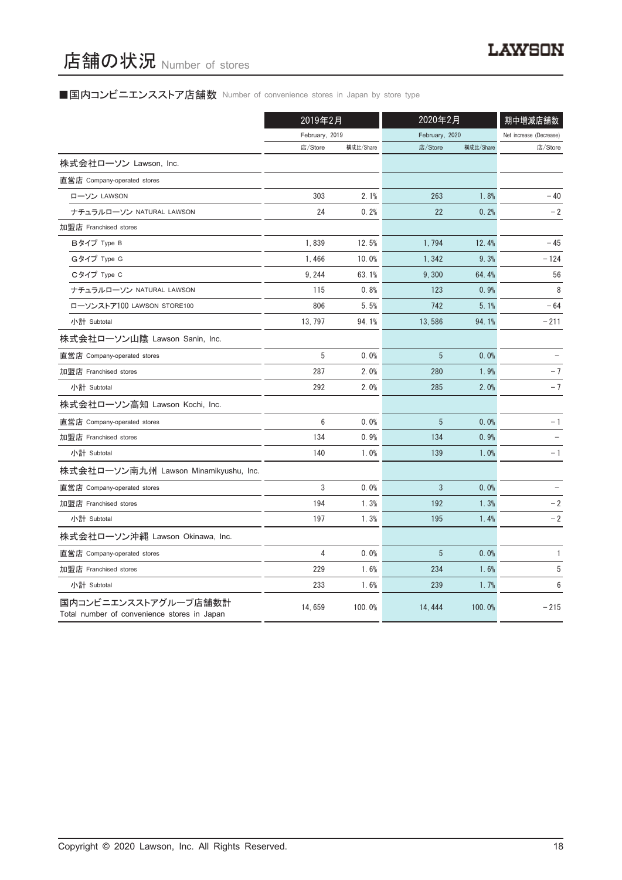# 店舗の状況 Number of stores

■国内コンビニエンスストア店舗数 Number of convenience stores in Japan by store type

| | 2019年2月 February, 2019 | | 2020年2月 February, 2020 | | 期中増減店舗数 Net increase (Decrease) |
|---|---|---|---|---|---|
| | 店/Store | 構成比/Share | 店/Store | 構成比/Share | 店/Store |
| 株式会社ローソン Lawson, Inc. | | | | | |
| 直営店 Company-operated stores | | | | | |
| ローソン LAWSON | 303 | 2.1% | 263 | 1.8% | −40 |
| ナチュラルローソン NATURAL LAWSON | 24 | 0.2% | 22 | 0.2% | −2 |
| 加盟店 Franchised stores | | | | | |
| Bタイプ Type B | 1,839 | 12.5% | 1,794 | 12.4% | −45 |
| Gタイプ Type G | 1,466 | 10.0% | 1,342 | 9.3% | −124 |
| Cタイプ Type C | 9,244 | 63.1% | 9,300 | 64.4% | 56 |
| ナチュラルローソン NATURAL LAWSON | 115 | 0.8% | 123 | 0.9% | 8 |
| ローソンストア100 LAWSON STORE100 | 806 | 5.5% | 742 | 5.1% | −64 |
| 小計 Subtotal | 13,797 | 94.1% | 13,586 | 94.1% | −211 |
| 株式会社ローソン山陰 Lawson Sanin, Inc. | | | | | |
| 直営店 Company-operated stores | 5 | 0.0% | 5 | 0.0% | − |
| 加盟店 Franchised stores | 287 | 2.0% | 280 | 1.9% | −7 |
| 小計 Subtotal | 292 | 2.0% | 285 | 2.0% | −7 |
| 株式会社ローソン高知 Lawson Kochi, Inc. | | | | | |
| 直営店 Company-operated stores | 6 | 0.0% | 5 | 0.0% | −1 |
| 加盟店 Franchised stores | 134 | 0.9% | 134 | 0.9% | − |
| 小計 Subtotal | 140 | 1.0% | 139 | 1.0% | −1 |
| 株式会社ローソン南九州 Lawson Minamikyushu, Inc. | | | | | |
| 直営店 Company-operated stores | 3 | 0.0% | 3 | 0.0% | − |
| 加盟店 Franchised stores | 194 | 1.3% | 192 | 1.3% | −2 |
| 小計 Subtotal | 197 | 1.3% | 195 | 1.4% | −2 |
| 株式会社ローソン沖縄 Lawson Okinawa, Inc. | | | | | |
| 直営店 Company-operated stores | 4 | 0.0% | 5 | 0.0% | 1 |
| 加盟店 Franchised stores | 229 | 1.6% | 234 | 1.6% | 5 |
| 小計 Subtotal | 233 | 1.6% | 239 | 1.7% | 6 |
| 国内コンビニエンスストアグループ店舗数計 Total number of convenience stores in Japan | 14,659 | 100.0% | 14,444 | 100.0% | −215 |

Copyright © 2020 Lawson, Inc. All Rights Reserved.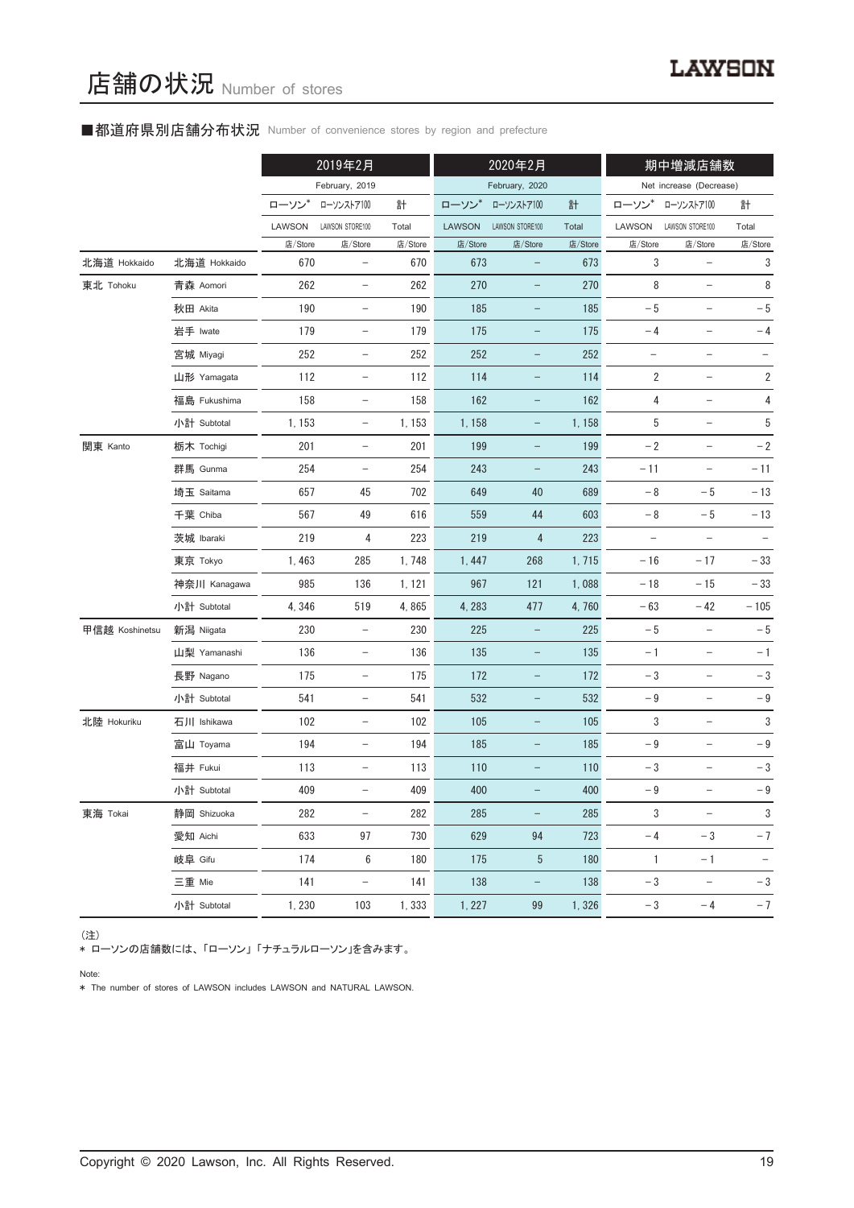# 店舗の状況 Number of stores

## ■都道府県別店舗分布状況 Number of convenience stores by region and prefecture

| | | 2019年2月 February, 2019 | | | 2020年2月 February, 2020 | | | 期中増減店舗数 Net increase (Decrease) | | |
|---|---|---|---|---|---|---|---|---|---|---|
| | | ローソン* LAWSON | ローソンストア100 LAWSON STORE100 | 計 Total | ローソン* LAWSON | ローソンストア100 LAWSON STORE100 | 計 Total | ローソン* LAWSON | ローソンストア100 LAWSON STORE100 | 計 Total |
| | | 店/Store | 店/Store | 店/Store | 店/Store | 店/Store | 店/Store | 店/Store | 店/Store | 店/Store |
| 北海道 Hokkaido | 北海道 Hokkaido | 670 | – | 670 | 673 | – | 673 | 3 | – | 3 |
| 東北 Tohoku | 青森 Aomori | 262 | – | 262 | 270 | – | 270 | 8 | – | 8 |
| | 秋田 Akita | 190 | – | 190 | 185 | – | 185 | −5 | – | −5 |
| | 岩手 Iwate | 179 | – | 179 | 175 | – | 175 | −4 | – | −4 |
| | 宮城 Miyagi | 252 | – | 252 | 252 | – | 252 | – | – | – |
| | 山形 Yamagata | 112 | – | 112 | 114 | – | 114 | 2 | – | 2 |
| | 福島 Fukushima | 158 | – | 158 | 162 | – | 162 | 4 | – | 4 |
| | 小計 Subtotal | 1,153 | – | 1,153 | 1,158 | – | 1,158 | 5 | – | 5 |
| 関東 Kanto | 栃木 Tochigi | 201 | – | 201 | 199 | – | 199 | −2 | – | −2 |
| | 群馬 Gunma | 254 | – | 254 | 243 | – | 243 | −11 | – | −11 |
| | 埼玉 Saitama | 657 | 45 | 702 | 649 | 40 | 689 | −8 | −5 | −13 |
| | 千葉 Chiba | 567 | 49 | 616 | 559 | 44 | 603 | −8 | −5 | −13 |
| | 茨城 Ibaraki | 219 | 4 | 223 | 219 | 4 | 223 | – | – | – |
| | 東京 Tokyo | 1,463 | 285 | 1,748 | 1,447 | 268 | 1,715 | −16 | −17 | −33 |
| | 神奈川 Kanagawa | 985 | 136 | 1,121 | 967 | 121 | 1,088 | −18 | −15 | −33 |
| | 小計 Subtotal | 4,346 | 519 | 4,865 | 4,283 | 477 | 4,760 | −63 | −42 | −105 |
| 甲信越 Koshinetsu | 新潟 Niigata | 230 | – | 230 | 225 | – | 225 | −5 | – | −5 |
| | 山梨 Yamanashi | 136 | – | 136 | 135 | – | 135 | −1 | – | −1 |
| | 長野 Nagano | 175 | – | 175 | 172 | – | 172 | −3 | – | −3 |
| | 小計 Subtotal | 541 | – | 541 | 532 | – | 532 | −9 | – | −9 |
| 北陸 Hokuriku | 石川 Ishikawa | 102 | – | 102 | 105 | – | 105 | 3 | – | 3 |
| | 富山 Toyama | 194 | – | 194 | 185 | – | 185 | −9 | – | −9 |
| | 福井 Fukui | 113 | – | 113 | 110 | – | 110 | −3 | – | −3 |
| | 小計 Subtotal | 409 | – | 409 | 400 | – | 400 | −9 | – | −9 |
| 東海 Tokai | 静岡 Shizuoka | 282 | – | 282 | 285 | – | 285 | 3 | – | 3 |
| | 愛知 Aichi | 633 | 97 | 730 | 629 | 94 | 723 | −4 | −3 | −7 |
| | 岐阜 Gifu | 174 | 6 | 180 | 175 | 5 | 180 | 1 | −1 | – |
| | 三重 Mie | 141 | – | 141 | 138 | – | 138 | −3 | – | −3 |
| | 小計 Subtotal | 1,230 | 103 | 1,333 | 1,227 | 99 | 1,326 | −3 | −4 | −7 |

(注)
* ローソンの店舗数には、「ローソン」「ナチュラルローソン」を含みます。

Note:
* The number of stores of LAWSON includes LAWSON and NATURAL LAWSON.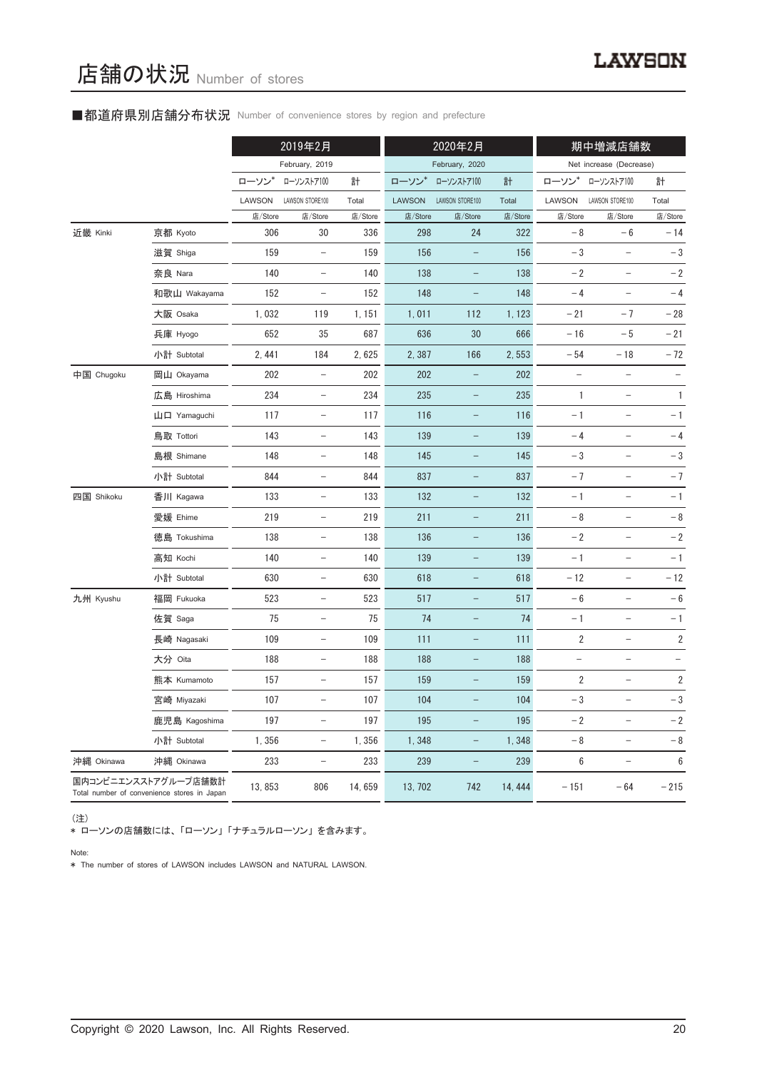# 店舗の状況 Number of stores

## ■都道府県別店舗分布状況 Number of convenience stores by region and prefecture

| | | 2019年2月 February, 2019 | | | 2020年2月 February, 2020 | | | 期中増減店舗数 Net increase (Decrease) | | |
|---|---|---|---|---|---|---|---|---|---|---|
| | | ローソン* LAWSON | ローソンストア100 LAWSON STORE100 | 計 Total | ローソン* LAWSON | ローソンストア100 LAWSON STORE100 | 計 Total | ローソン* LAWSON | ローソンストア100 LAWSON STORE100 | 計 Total |
| | | 店/Store | 店/Store | 店/Store | 店/Store | 店/Store | 店/Store | 店/Store | 店/Store | 店/Store |
| 近畿 Kinki | 京都 Kyoto | 306 | 30 | 336 | 298 | 24 | 322 | −8 | −6 | −14 |
| | 滋賀 Shiga | 159 | − | 159 | 156 | − | 156 | −3 | − | −3 |
| | 奈良 Nara | 140 | − | 140 | 138 | − | 138 | −2 | − | −2 |
| | 和歌山 Wakayama | 152 | − | 152 | 148 | − | 148 | −4 | − | −4 |
| | 大阪 Osaka | 1, 032 | 119 | 1, 151 | 1, 011 | 112 | 1, 123 | −21 | −7 | −28 |
| | 兵庫 Hyogo | 652 | 35 | 687 | 636 | 30 | 666 | −16 | −5 | −21 |
| | 小計 Subtotal | 2, 441 | 184 | 2, 625 | 2, 387 | 166 | 2, 553 | −54 | −18 | −72 |
| 中国 Chugoku | 岡山 Okayama | 202 | − | 202 | 202 | − | 202 | − | − | − |
| | 広島 Hiroshima | 234 | − | 234 | 235 | − | 235 | 1 | − | 1 |
| | 山口 Yamaguchi | 117 | − | 117 | 116 | − | 116 | −1 | − | −1 |
| | 鳥取 Tottori | 143 | − | 143 | 139 | − | 139 | −4 | − | −4 |
| | 島根 Shimane | 148 | − | 148 | 145 | − | 145 | −3 | − | −3 |
| | 小計 Subtotal | 844 | − | 844 | 837 | − | 837 | −7 | − | −7 |
| 四国 Shikoku | 香川 Kagawa | 133 | − | 133 | 132 | − | 132 | −1 | − | −1 |
| | 愛媛 Ehime | 219 | − | 219 | 211 | − | 211 | −8 | − | −8 |
| | 徳島 Tokushima | 138 | − | 138 | 136 | − | 136 | −2 | − | −2 |
| | 高知 Kochi | 140 | − | 140 | 139 | − | 139 | −1 | − | −1 |
| | 小計 Subtotal | 630 | − | 630 | 618 | − | 618 | −12 | − | −12 |
| 九州 Kyushu | 福岡 Fukuoka | 523 | − | 523 | 517 | − | 517 | −6 | − | −6 |
| | 佐賀 Saga | 75 | − | 75 | 74 | − | 74 | −1 | − | −1 |
| | 長崎 Nagasaki | 109 | − | 109 | 111 | − | 111 | 2 | − | 2 |
| | 大分 Oita | 188 | − | 188 | 188 | − | 188 | − | − | − |
| | 熊本 Kumamoto | 157 | − | 157 | 159 | − | 159 | 2 | − | 2 |
| | 宮崎 Miyazaki | 107 | − | 107 | 104 | − | 104 | −3 | − | −3 |
| | 鹿児島 Kagoshima | 197 | − | 197 | 195 | − | 195 | −2 | − | −2 |
| | 小計 Subtotal | 1, 356 | − | 1, 356 | 1, 348 | − | 1, 348 | −8 | − | −8 |
| 沖縄 Okinawa | 沖縄 Okinawa | 233 | − | 233 | 239 | − | 239 | 6 | − | 6 |
| 国内コンビニエンスストアグループ店舗数計 Total number of convenience stores in Japan | | 13, 853 | 806 | 14, 659 | 13, 702 | 742 | 14, 444 | −151 | −64 | −215 |

（注）
* ローソンの店舗数には、「ローソン」「ナチュラルローソン」を含みます。

Note:
* The number of stores of LAWSON includes LAWSON and NATURAL LAWSON.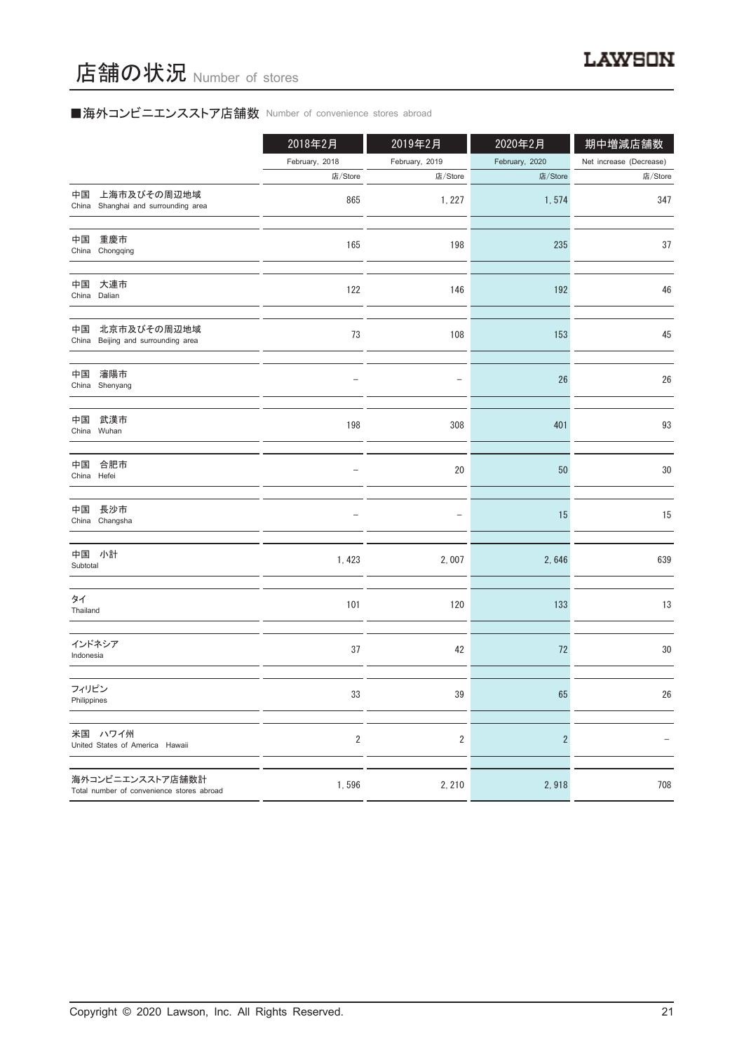# 店舗の状況 Number of stores

## ■海外コンビニエンスストア店舗数 Number of convenience stores abroad

| | 2018年2月 February, 2018 | 2019年2月 February, 2019 | 2020年2月 February, 2020 | 期中増減店舗数 Net increase (Decrease) |
|---|---|---|---|---|
| | 店/Store | 店/Store | 店/Store | 店/Store |
| 中国　上海市及びその周辺地域 China Shanghai and surrounding area | 865 | 1, 227 | 1, 574 | 347 |
| 中国　重慶市 China Chongqing | 165 | 198 | 235 | 37 |
| 中国　大連市 China Dalian | 122 | 146 | 192 | 46 |
| 中国　北京市及びその周辺地域 China Beijing and surrounding area | 73 | 108 | 153 | 45 |
| 中国　瀋陽市 China Shenyang | – | – | 26 | 26 |
| 中国　武漢市 China Wuhan | 198 | 308 | 401 | 93 |
| 中国　合肥市 China Hefei | – | 20 | 50 | 30 |
| 中国　長沙市 China Changsha | – | – | 15 | 15 |
| 中国　小計 Subtotal | 1, 423 | 2, 007 | 2, 646 | 639 |
| タイ Thailand | 101 | 120 | 133 | 13 |
| インドネシア Indonesia | 37 | 42 | 72 | 30 |
| フィリピン Philippines | 33 | 39 | 65 | 26 |
| 米国　ハワイ州 United States of America Hawaii | 2 | 2 | 2 | – |
| 海外コンビニエンスストア店舗数計 Total number of convenience stores abroad | 1, 596 | 2, 210 | 2, 918 | 708 |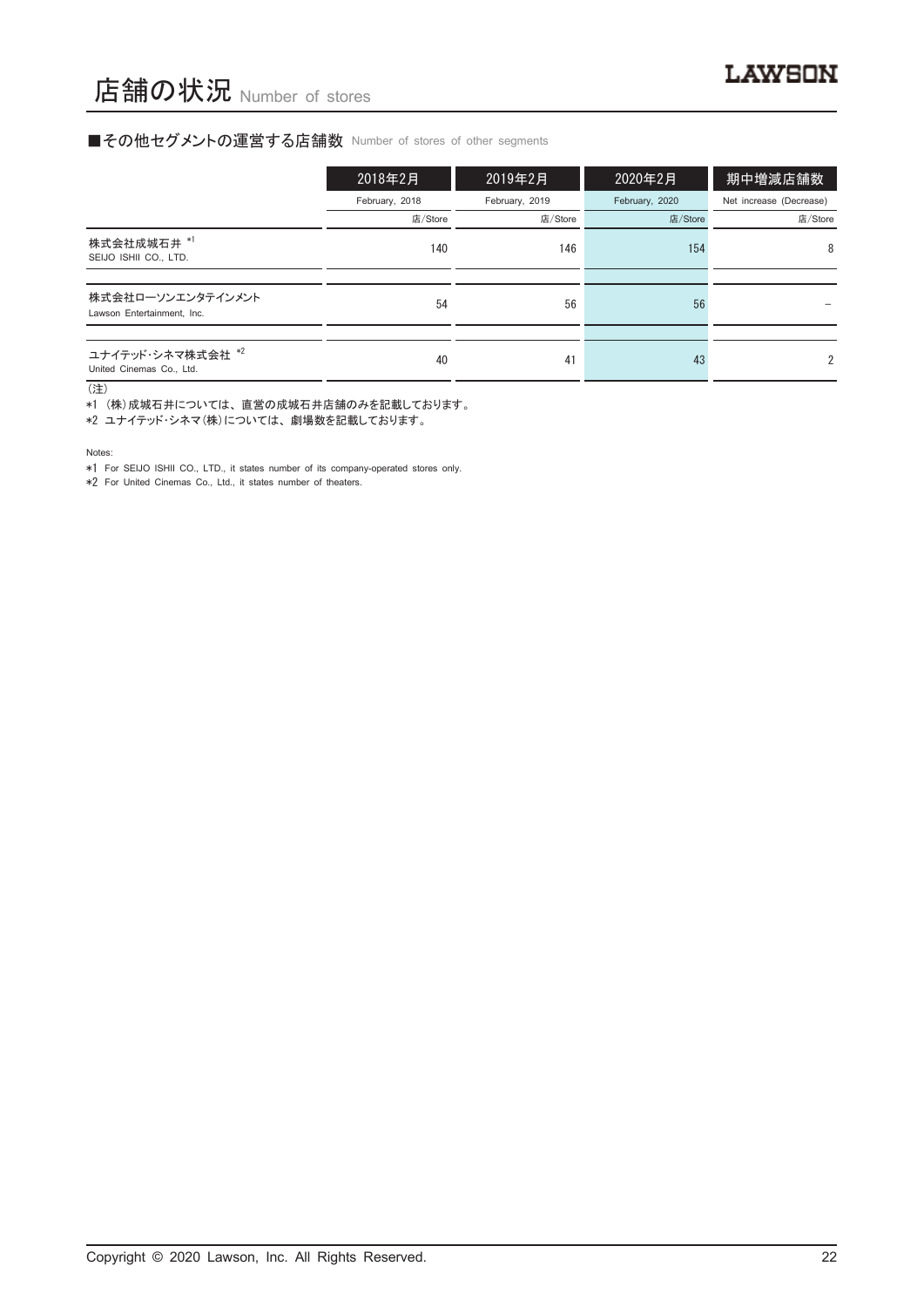# 店舗の状況 Number of stores

## ■その他セグメントの運営する店舗数 Number of stores of other segments

| | 2018年2月 February, 2018 店/Store | 2019年2月 February, 2019 店/Store | 2020年2月 February, 2020 店/Store | 期中増減店舗数 Net increase (Decrease) 店/Store |
|---|---|---|---|---|
| 株式会社成城石井 *1 SEIJO ISHII CO., LTD. | 140 | 146 | 154 | 8 |
| 株式会社ローソンエンタテインメント Lawson Entertainment, Inc. | 54 | 56 | 56 | − |
| ユナイテッド･シネマ株式会社 *2 United Cinemas Co., Ltd. | 40 | 41 | 43 | 2 |

(注)

*1 (株)成城石井については、直営の成城石井店舗のみを記載しております。

*2 ユナイテッド･シネマ(株)については、劇場数を記載しております。

Notes:

*1 For SEIJO ISHII CO., LTD., it states number of its company-operated stores only.

*2 For United Cinemas Co., Ltd., it states number of theaters.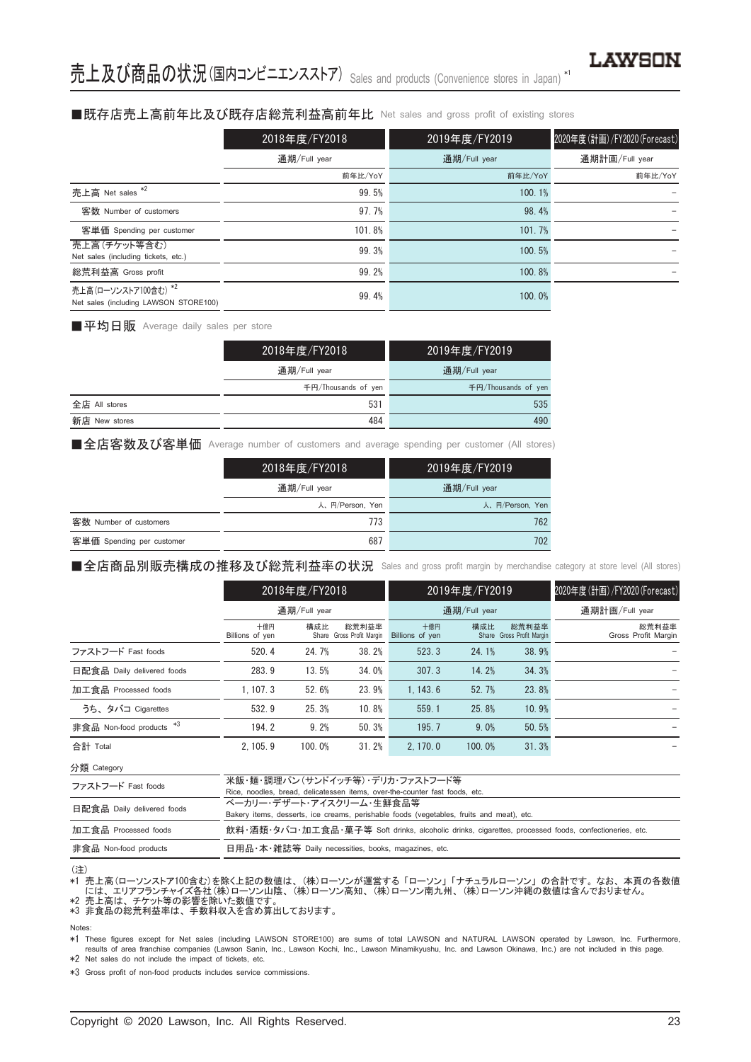# 売上及び商品の状況(国内コンビニエンスストア) Sales and products (Convenience stores in Japan) *1

## ■既存店売上高前年比及び既存店総荒利益高前年比 Net sales and gross profit of existing stores

| | 2018年度/FY2018 | 2019年度/FY2019 | 2020年度(計画)/FY2020(Forecast) |
|---|---|---|---|
| | 通期/Full year | 通期/Full year | 通期計画/Full year |
| | 前年比/YoY | 前年比/YoY | 前年比/YoY |
| 売上高 Net sales *2 | 99.5% | 100.1% | – |
| 客数 Number of customers | 97.7% | 98.4% | – |
| 客単価 Spending per customer | 101.8% | 101.7% | – |
| 売上高(チケット等含む) Net sales (including tickets, etc.) | 99.3% | 100.5% | – |
| 総荒利益高 Gross profit | 99.2% | 100.8% | – |
| 売上高(ローソンストア100含む) *2 Net sales (including LAWSON STORE100) | 99.4% | 100.0% | |

## ■平均日販 Average daily sales per store

| | 2018年度/FY2018 | 2019年度/FY2019 |
|---|---|---|
| | 通期/Full year | 通期/Full year |
| | 千円/Thousands of yen | 千円/Thousands of yen |
| 全店 All stores | 531 | 535 |
| 新店 New stores | 484 | 490 |

## ■全店客数及び客単価 Average number of customers and average spending per customer (All stores)

| | 2018年度/FY2018 | 2019年度/FY2019 |
|---|---|---|
| | 通期/Full year | 通期/Full year |
| | 人、円/Person, Yen | 人、円/Person, Yen |
| 客数 Number of customers | 773 | 762 |
| 客単価 Spending per customer | 687 | 702 |

## ■全店商品別販売構成の推移及び総荒利益率の状況 Sales and gross profit margin by merchandise category at store level (All stores)

| | 2018年度/FY2018 | | | 2019年度/FY2019 | | | 2020年度(計画)/FY2020(Forecast) |
|---|---|---|---|---|---|---|---|
| | 通期/Full year | | | 通期/Full year | | | 通期計画/Full year |
| | 十億円 Billions of yen | 構成比 Share | 総荒利益率 Gross Profit Margin | 十億円 Billions of yen | 構成比 Share | 総荒利益率 Gross Profit Margin | 総荒利益率 Gross Profit Margin |
| ファストフード Fast foods | 520.4 | 24.7% | 38.2% | 523.3 | 24.1% | 38.9% | – |
| 日配食品 Daily delivered foods | 283.9 | 13.5% | 34.0% | 307.3 | 14.2% | 34.3% | – |
| 加工食品 Processed foods | 1,107.3 | 52.6% | 23.9% | 1,143.6 | 52.7% | 23.8% | – |
| うち、タバコ Cigarettes | 532.9 | 25.3% | 10.8% | 559.1 | 25.8% | 10.9% | – |
| 非食品 Non-food products *3 | 194.2 | 9.2% | 50.3% | 195.7 | 9.0% | 50.5% | – |
| 合計 Total | 2,105.9 | 100.0% | 31.2% | 2,170.0 | 100.0% | 31.3% | – |

分類 Category

| | |
|---|---|
| ファストフード Fast foods | 米飯・麺・調理パン(サンドイッチ等)・デリカ・ファストフード等 Rice, noodles, bread, delicatessen items, over-the-counter fast foods, etc. |
| 日配食品 Daily delivered foods | ベーカリー・デザート・アイスクリーム・生鮮食品等 Bakery items, desserts, ice creams, perishable foods (vegetables, fruits and meat), etc. |
| 加工食品 Processed foods | 飲料・酒類・タバコ・加工食品・菓子等 Soft drinks, alcoholic drinks, cigarettes, processed foods, confectioneries, etc. |
| 非食品 Non-food products | 日用品・本・雑誌等 Daily necessities, books, magazines, etc. |

(注)
*1 売上高(ローソンストア100含む)を除く上記の数値は、(株)ローソンが運営する「ローソン」「ナチュラルローソン」の合計です。なお、本頁の各数値には、エリアフランチャイズ各社(株)ローソン山陰、(株)ローソン高知、(株)ローソン南九州、(株)ローソン沖縄の数値は含んでおりません。
*2 売上高は、チケット等の影響を除いた数値です。
*3 非食品の総荒利益率は、手数料収入を含め算出しております。

Notes:
*1 These figures except for Net sales (including LAWSON STORE100) are sums of total LAWSON and NATURAL LAWSON operated by Lawson, Inc. Furthermore, results of area franchise companies (Lawson Sanin, Inc., Lawson Kochi, Inc., Lawson Minamikyushu, Inc. and Lawson Okinawa, Inc.) are not included in this page.
*2 Net sales do not include the impact of tickets, etc.
*3 Gross profit of non-food products includes service commissions.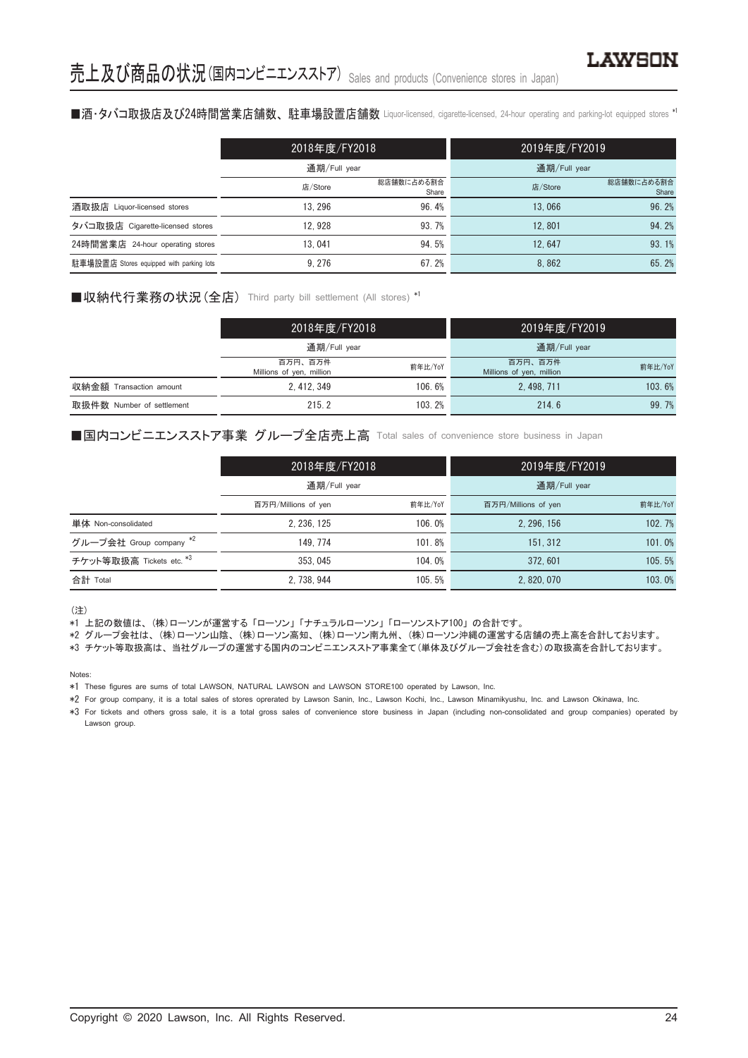# 売上及び商品の状況(国内コンビニエンスストア) Sales and products (Convenience stores in Japan)

## ■酒･タバコ取扱店及び24時間営業店舗数、駐車場設置店舗数 Liquor-licensed, cigarette-licensed, 24-hour operating and parking-lot equipped stores *1

| | 2018年度/FY2018 | | 2019年度/FY2019 | |
|---|---|---|---|---|
| | 通期/Full year | | 通期/Full year | |
| | 店/Store | 総店舗数に占める割合 Share | 店/Store | 総店舗数に占める割合 Share |
| 酒取扱店 Liquor-licensed stores | 13, 296 | 96. 4% | 13, 066 | 96. 2% |
| タバコ取扱店 Cigarette-licensed stores | 12, 928 | 93. 7% | 12, 801 | 94. 2% |
| 24時間営業店 24-hour operating stores | 13, 041 | 94. 5% | 12, 647 | 93. 1% |
| 駐車場設置店 Stores equipped with parking lots | 9, 276 | 67. 2% | 8, 862 | 65. 2% |

## ■収納代行業務の状況(全店) Third party bill settlement (All stores) *1

| | 2018年度/FY2018 | | 2019年度/FY2019 | |
|---|---|---|---|---|
| | 通期/Full year | | 通期/Full year | |
| | 百万円、百万件 Millions of yen, million | 前年比/YoY | 百万円、百万件 Millions of yen, million | 前年比/YoY |
| 収納金額 Transaction amount | 2, 412, 349 | 106. 6% | 2, 498, 711 | 103. 6% |
| 取扱件数 Number of settlement | 215. 2 | 103. 2% | 214. 6 | 99. 7% |

## ■国内コンビニエンスストア事業 グループ全店売上高 Total sales of convenience store business in Japan

| | 2018年度/FY2018 | | 2019年度/FY2019 | |
|---|---|---|---|---|
| | 通期/Full year | | 通期/Full year | |
| | 百万円/Millions of yen | 前年比/YoY | 百万円/Millions of yen | 前年比/YoY |
| 単体 Non-consolidated | 2, 236, 125 | 106. 0% | 2, 296, 156 | 102. 7% |
| グループ会社 Group company *2 | 149, 774 | 101. 8% | 151, 312 | 101. 0% |
| チケット等取扱高 Tickets etc. *3 | 353, 045 | 104. 0% | 372, 601 | 105. 5% |
| 合計 Total | 2, 738, 944 | 105. 5% | 2, 820, 070 | 103. 0% |

(注)

*1 上記の数値は、(株)ローソンが運営する「ローソン」「ナチュラルローソン」「ローソンストア100」の合計です。

*2 グループ会社は、(株)ローソン山陰、(株)ローソン高知、(株)ローソン南九州、(株)ローソン沖縄の運営する店舗の売上高を合計しております。

*3 チケット等取扱高は、当社グループの運営する国内のコンビニエンスストア事業全て(単体及びグループ会社を含む)の取扱高を合計しております。

Notes:

*1 These figures are sums of total LAWSON, NATURAL LAWSON and LAWSON STORE100 operated by Lawson, Inc.

*2 For group company, it is a total sales of stores oprerated by Lawson Sanin, Inc., Lawson Kochi, Inc., Lawson Minamikyushu, Inc. and Lawson Okinawa, Inc.

*3 For tickets and others gross sale, it is a total gross sales of convenience store business in Japan (including non-consolidated and group companies) operated by Lawson group.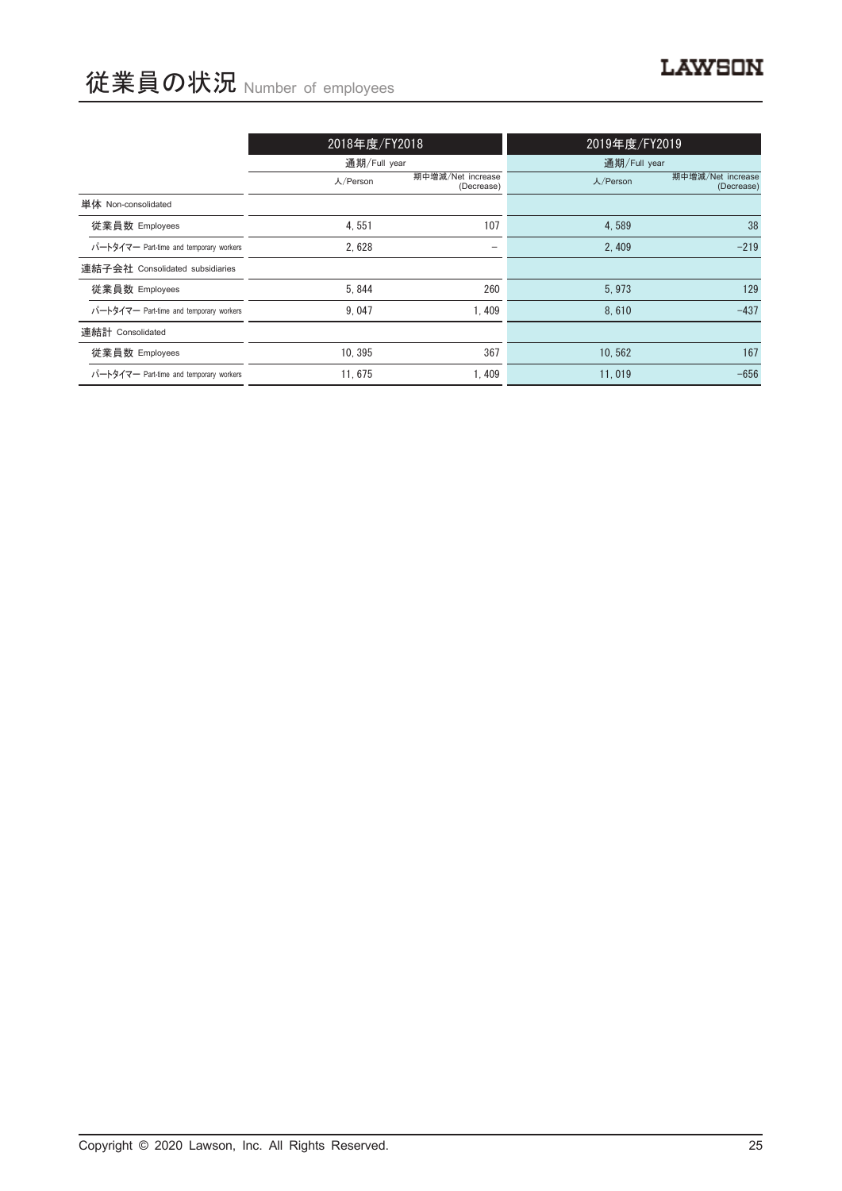# 従業員の状況 Number of employees

| | 2018年度/FY2018 | | 2019年度/FY2019 | |
|---|---|---|---|---|
| | 通期/Full year | | 通期/Full year | |
| | 人/Person | 期中増減/Net increase (Decrease) | 人/Person | 期中増減/Net increase (Decrease) |
| 単体 Non-consolidated | | | | |
| 従業員数 Employees | 4, 551 | 107 | 4, 589 | 38 |
| パートタイマー Part-time and temporary workers | 2, 628 | – | 2, 409 | −219 |
| 連結子会社 Consolidated subsidiaries | | | | |
| 従業員数 Employees | 5, 844 | 260 | 5, 973 | 129 |
| パートタイマー Part-time and temporary workers | 9, 047 | 1, 409 | 8, 610 | −437 |
| 連結計 Consolidated | | | | |
| 従業員数 Employees | 10, 395 | 367 | 10, 562 | 167 |
| パートタイマー Part-time and temporary workers | 11, 675 | 1, 409 | 11, 019 | −656 |